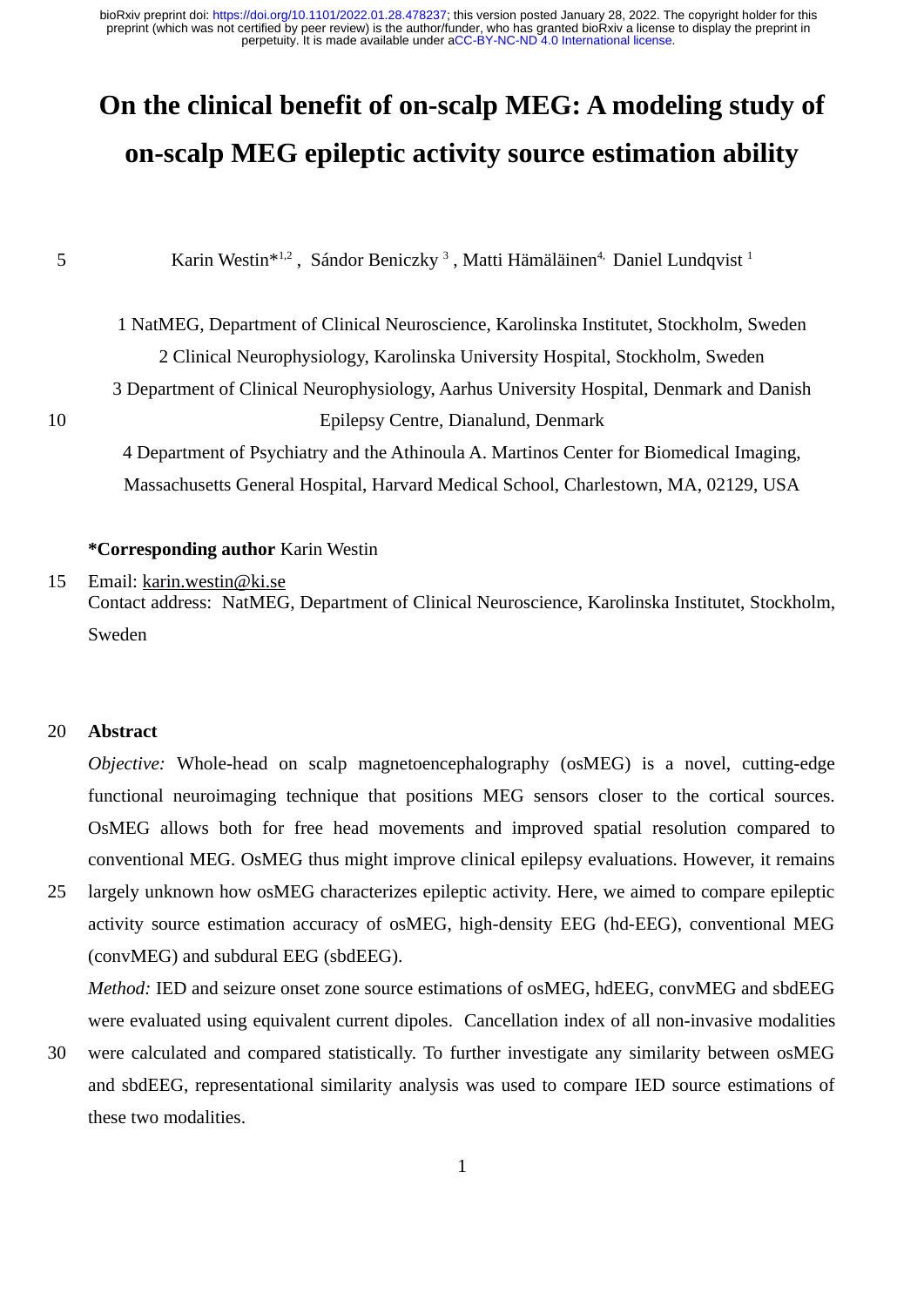# On the clinical benefit of on-scalp MEG: A modeling study of on-scalp MEG epileptic activity source estimation ability

Karin Westin*[1,2], Sándor Beniczky[3], Matti Hämäläinen[4], Daniel Lundqvist[1]

1 NatMEG, Department of Clinical Neuroscience, Karolinska Institutet, Stockholm, Sweden

2 Clinical Neurophysiology, Karolinska University Hospital, Stockholm, Sweden

3 Department of Clinical Neurophysiology, Aarhus University Hospital, Denmark and Danish Epilepsy Centre, Dianalund, Denmark

4 Department of Psychiatry and the Athinoula A. Martinos Center for Biomedical Imaging, Massachusetts General Hospital, Harvard Medical School, Charlestown, MA, 02129, USA

**\*Corresponding author** Karin Westin

Email: karin.westin@ki.se

Contact address: NatMEG, Department of Clinical Neuroscience, Karolinska Institutet, Stockholm, Sweden

## Abstract

*Objective:* Whole-head on scalp magnetoencephalography (osMEG) is a novel, cutting-edge functional neuroimaging technique that positions MEG sensors closer to the cortical sources. OsMEG allows both for free head movements and improved spatial resolution compared to conventional MEG. OsMEG thus might improve clinical epilepsy evaluations. However, it remains largely unknown how osMEG characterizes epileptic activity. Here, we aimed to compare epileptic activity source estimation accuracy of osMEG, high-density EEG (hd-EEG), conventional MEG (convMEG) and subdural EEG (sbdEEG).

*Method:* IED and seizure onset zone source estimations of osMEG, hdEEG, convMEG and sbdEEG were evaluated using equivalent current dipoles. Cancellation index of all non-invasive modalities were calculated and compared statistically. To further investigate any similarity between osMEG and sbdEEG, representational similarity analysis was used to compare IED source estimations of these two modalities.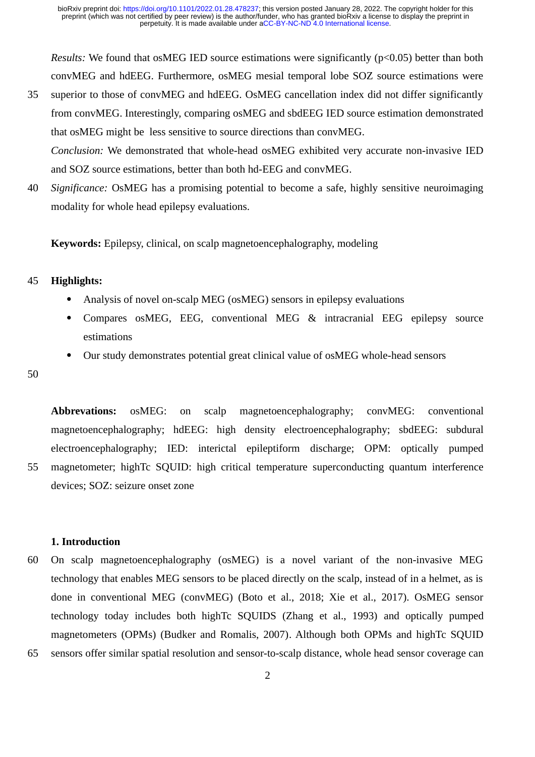*Results:* We found that osMEG IED source estimations were significantly ($p<0.05$) better than both convMEG and hdEEG. Furthermore, osMEG mesial temporal lobe SOZ source estimations were superior to those of convMEG and hdEEG. OsMEG cancellation index did not differ significantly from convMEG. Interestingly, comparing osMEG and sbdEEG IED source estimation demonstrated that osMEG might be less sensitive to source directions than convMEG.

*Conclusion:* We demonstrated that whole-head osMEG exhibited very accurate non-invasive IED and SOZ source estimations, better than both hd-EEG and convMEG.

*Significance:* OsMEG has a promising potential to become a safe, highly sensitive neuroimaging modality for whole head epilepsy evaluations.

**Keywords:** Epilepsy, clinical, on scalp magnetoencephalography, modeling

**Highlights:**

- Analysis of novel on-scalp MEG (osMEG) sensors in epilepsy evaluations
- Compares osMEG, EEG, conventional MEG & intracranial EEG epilepsy source estimations
- Our study demonstrates potential great clinical value of osMEG whole-head sensors

**Abbrevations:** osMEG: on scalp magnetoencephalography; convMEG: conventional magnetoencephalography; hdEEG: high density electroencephalography; sbdEEG: subdural electroencephalography; IED: interictal epileptiform discharge; OPM: optically pumped magnetometer; highTc SQUID: high critical temperature superconducting quantum interference devices; SOZ: seizure onset zone

## 1. Introduction

On scalp magnetoencephalography (osMEG) is a novel variant of the non-invasive MEG technology that enables MEG sensors to be placed directly on the scalp, instead of in a helmet, as is done in conventional MEG (convMEG) (Boto et al., 2018; Xie et al., 2017). OsMEG sensor technology today includes both highTc SQUIDS (Zhang et al., 1993) and optically pumped magnetometers (OPMs) (Budker and Romalis, 2007). Although both OPMs and highTc SQUID sensors offer similar spatial resolution and sensor-to-scalp distance, whole head sensor coverage can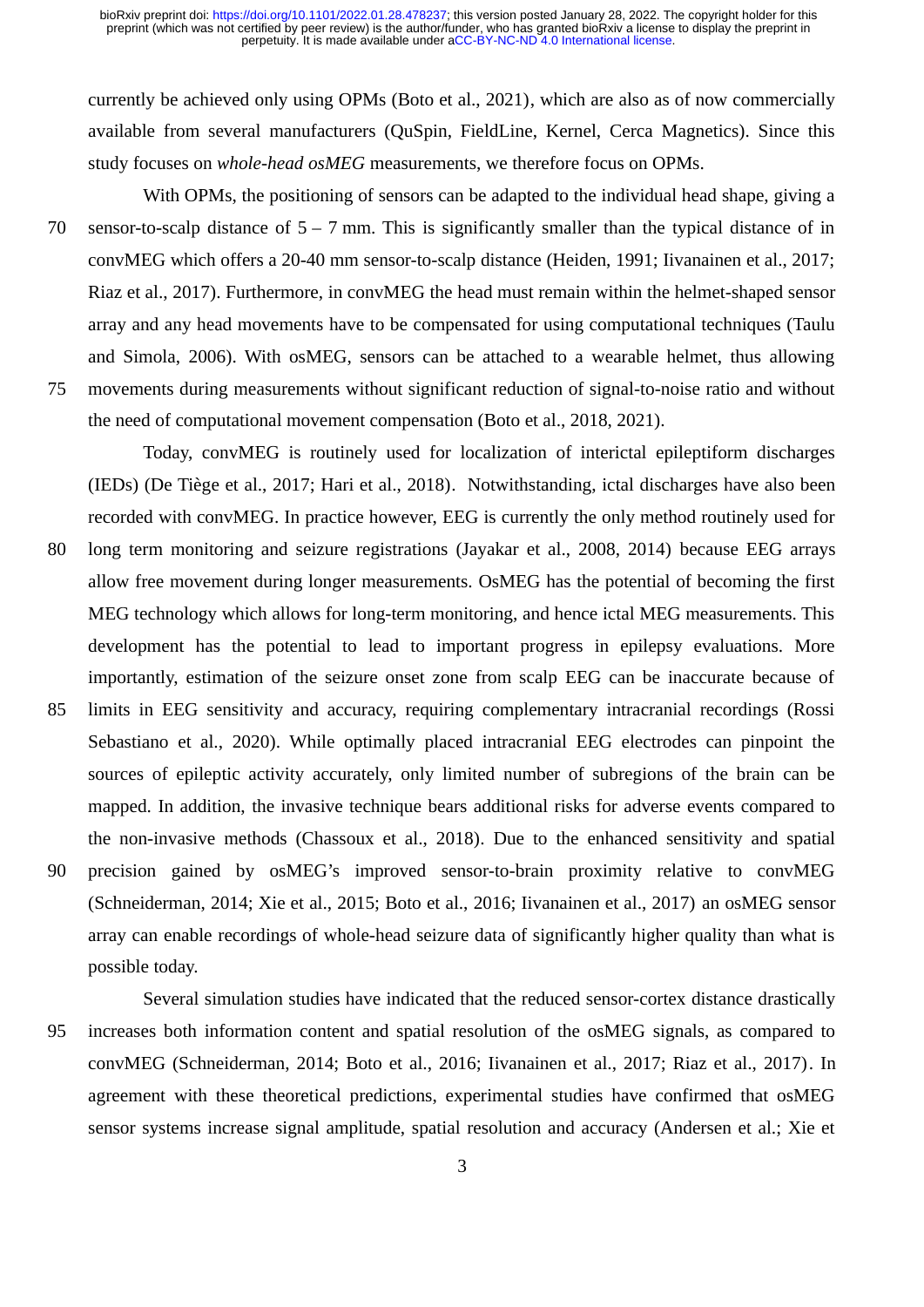currently be achieved only using OPMs (Boto et al., 2021), which are also as of now commercially available from several manufacturers (QuSpin, FieldLine, Kernel, Cerca Magnetics). Since this study focuses on *whole-head osMEG* measurements, we therefore focus on OPMs.

With OPMs, the positioning of sensors can be adapted to the individual head shape, giving a sensor-to-scalp distance of 5 – 7 mm. This is significantly smaller than the typical distance of in convMEG which offers a 20-40 mm sensor-to-scalp distance (Heiden, 1991; Iivanainen et al., 2017; Riaz et al., 2017). Furthermore, in convMEG the head must remain within the helmet-shaped sensor array and any head movements have to be compensated for using computational techniques (Taulu and Simola, 2006). With osMEG, sensors can be attached to a wearable helmet, thus allowing movements during measurements without significant reduction of signal-to-noise ratio and without the need of computational movement compensation (Boto et al., 2018, 2021).

Today, convMEG is routinely used for localization of interictal epileptiform discharges (IEDs) (De Tiège et al., 2017; Hari et al., 2018). Notwithstanding, ictal discharges have also been recorded with convMEG. In practice however, EEG is currently the only method routinely used for long term monitoring and seizure registrations (Jayakar et al., 2008, 2014) because EEG arrays allow free movement during longer measurements. OsMEG has the potential of becoming the first MEG technology which allows for long-term monitoring, and hence ictal MEG measurements. This development has the potential to lead to important progress in epilepsy evaluations. More importantly, estimation of the seizure onset zone from scalp EEG can be inaccurate because of limits in EEG sensitivity and accuracy, requiring complementary intracranial recordings (Rossi Sebastiano et al., 2020). While optimally placed intracranial EEG electrodes can pinpoint the sources of epileptic activity accurately, only limited number of subregions of the brain can be mapped. In addition, the invasive technique bears additional risks for adverse events compared to the non-invasive methods (Chassoux et al., 2018). Due to the enhanced sensitivity and spatial precision gained by osMEG's improved sensor-to-brain proximity relative to convMEG (Schneiderman, 2014; Xie et al., 2015; Boto et al., 2016; Iivanainen et al., 2017) an osMEG sensor array can enable recordings of whole-head seizure data of significantly higher quality than what is possible today.

Several simulation studies have indicated that the reduced sensor-cortex distance drastically increases both information content and spatial resolution of the osMEG signals, as compared to convMEG (Schneiderman, 2014; Boto et al., 2016; Iivanainen et al., 2017; Riaz et al., 2017). In agreement with these theoretical predictions, experimental studies have confirmed that osMEG sensor systems increase signal amplitude, spatial resolution and accuracy (Andersen et al.; Xie et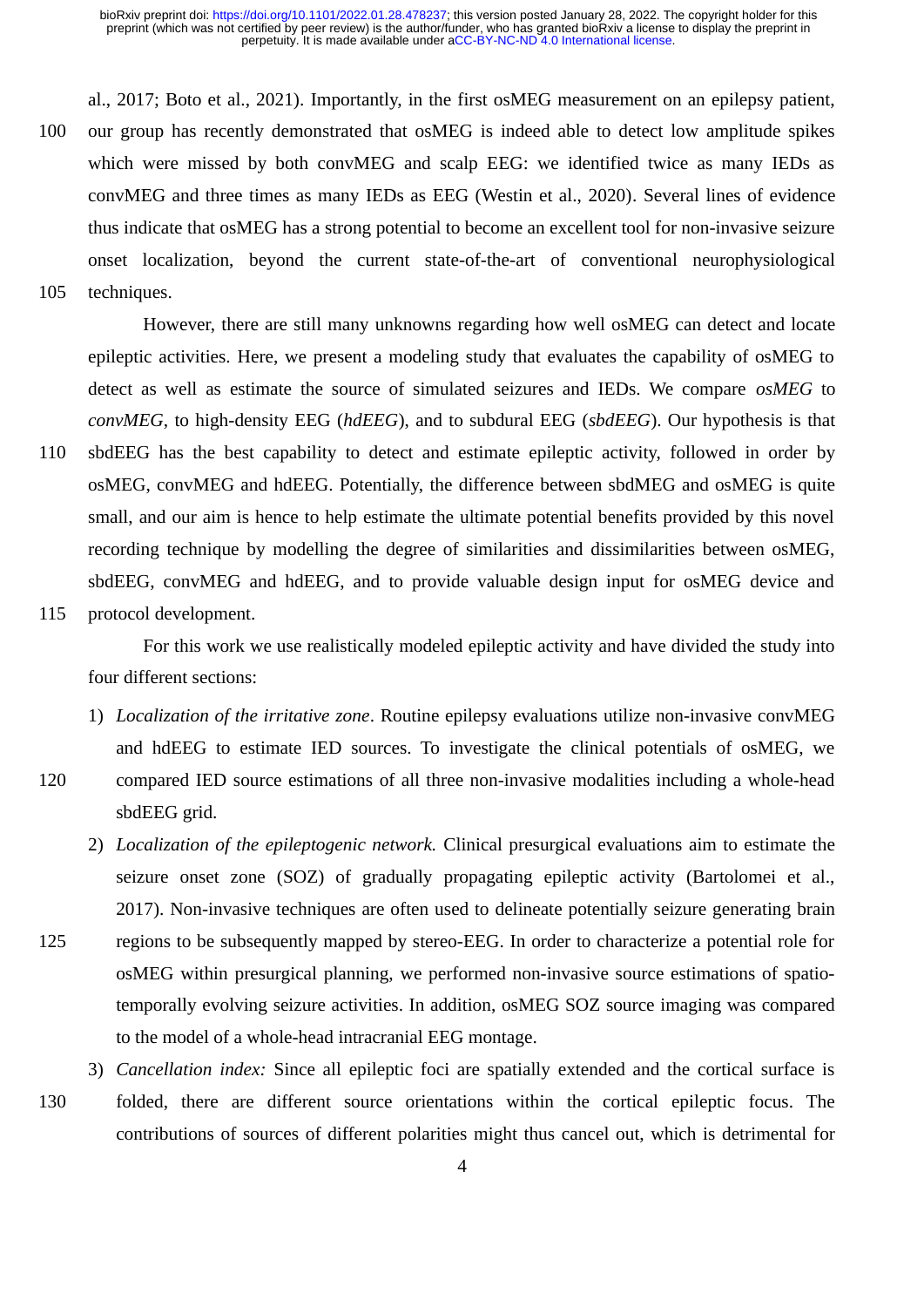al., 2017; Boto et al., 2021). Importantly, in the first osMEG measurement on an epilepsy patient, our group has recently demonstrated that osMEG is indeed able to detect low amplitude spikes which were missed by both convMEG and scalp EEG: we identified twice as many IEDs as convMEG and three times as many IEDs as EEG (Westin et al., 2020). Several lines of evidence thus indicate that osMEG has a strong potential to become an excellent tool for non-invasive seizure onset localization, beyond the current state-of-the-art of conventional neurophysiological techniques.

However, there are still many unknowns regarding how well osMEG can detect and locate epileptic activities. Here, we present a modeling study that evaluates the capability of osMEG to detect as well as estimate the source of simulated seizures and IEDs. We compare *osMEG* to *convMEG*, to high-density EEG (*hdEEG*), and to subdural EEG (*sbdEEG*). Our hypothesis is that sbdEEG has the best capability to detect and estimate epileptic activity, followed in order by osMEG, convMEG and hdEEG. Potentially, the difference between sbdMEG and osMEG is quite small, and our aim is hence to help estimate the ultimate potential benefits provided by this novel recording technique by modelling the degree of similarities and dissimilarities between osMEG, sbdEEG, convMEG and hdEEG, and to provide valuable design input for osMEG device and protocol development.

For this work we use realistically modeled epileptic activity and have divided the study into four different sections:

1) *Localization of the irritative zone*. Routine epilepsy evaluations utilize non-invasive convMEG and hdEEG to estimate IED sources. To investigate the clinical potentials of osMEG, we compared IED source estimations of all three non-invasive modalities including a whole-head sbdEEG grid.
2) *Localization of the epileptogenic network.* Clinical presurgical evaluations aim to estimate the seizure onset zone (SOZ) of gradually propagating epileptic activity (Bartolomei et al., 2017). Non-invasive techniques are often used to delineate potentially seizure generating brain regions to be subsequently mapped by stereo-EEG. In order to characterize a potential role for osMEG within presurgical planning, we performed non-invasive source estimations of spatio-temporally evolving seizure activities. In addition, osMEG SOZ source imaging was compared to the model of a whole-head intracranial EEG montage.
3) *Cancellation index:* Since all epileptic foci are spatially extended and the cortical surface is folded, there are different source orientations within the cortical epileptic focus. The contributions of sources of different polarities might thus cancel out, which is detrimental for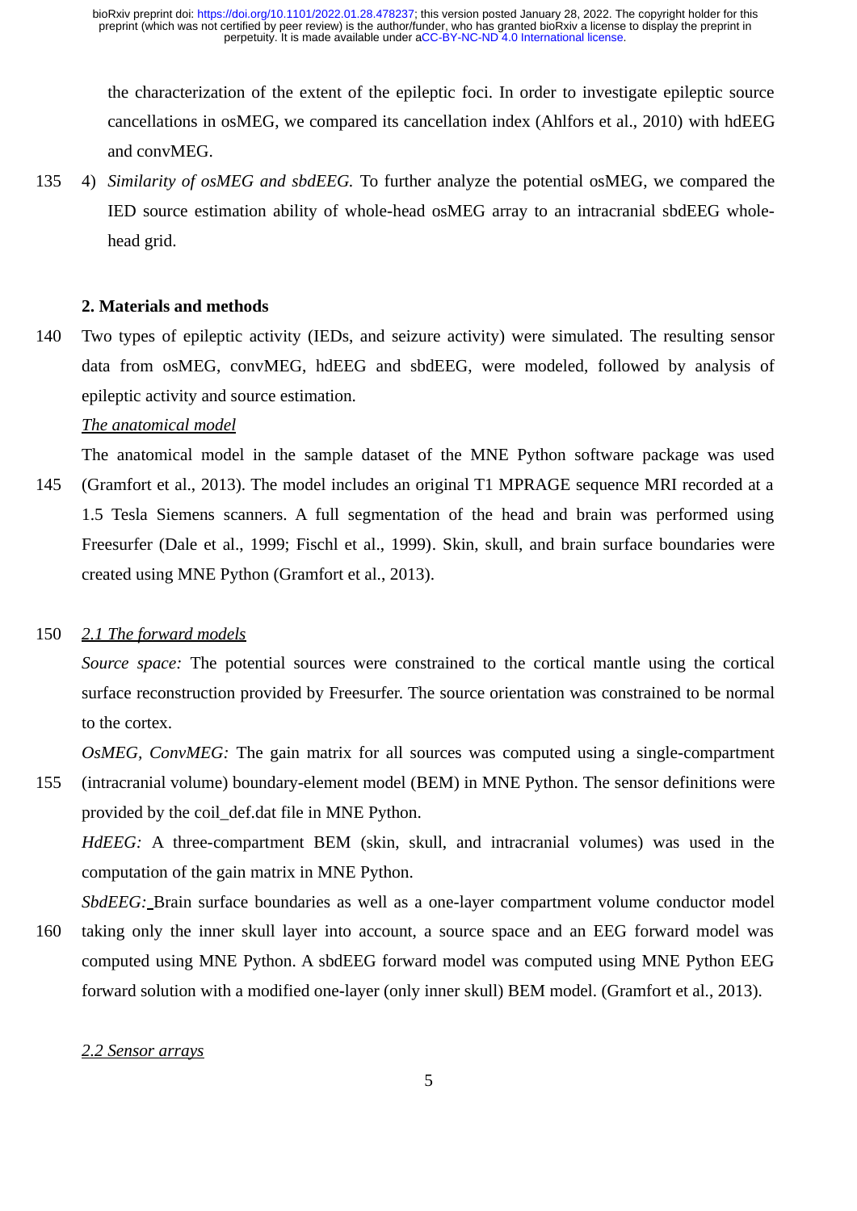the characterization of the extent of the epileptic foci. In order to investigate epileptic source cancellations in osMEG, we compared its cancellation index (Ahlfors et al., 2010) with hdEEG and convMEG.

4) *Similarity of osMEG and sbdEEG.* To further analyze the potential osMEG, we compared the IED source estimation ability of whole-head osMEG array to an intracranial sbdEEG whole-head grid.

## 2. Materials and methods

Two types of epileptic activity (IEDs, and seizure activity) were simulated. The resulting sensor data from osMEG, convMEG, hdEEG and sbdEEG, were modeled, followed by analysis of epileptic activity and source estimation.

*The anatomical model*

The anatomical model in the sample dataset of the MNE Python software package was used (Gramfort et al., 2013). The model includes an original T1 MPRAGE sequence MRI recorded at a 1.5 Tesla Siemens scanners. A full segmentation of the head and brain was performed using Freesurfer (Dale et al., 1999; Fischl et al., 1999). Skin, skull, and brain surface boundaries were created using MNE Python (Gramfort et al., 2013).

### *2.1 The forward models*

*Source space:* The potential sources were constrained to the cortical mantle using the cortical surface reconstruction provided by Freesurfer. The source orientation was constrained to be normal to the cortex.

*OsMEG, ConvMEG:* The gain matrix for all sources was computed using a single-compartment (intracranial volume) boundary-element model (BEM) in MNE Python. The sensor definitions were provided by the coil_def.dat file in MNE Python.

*HdEEG:* A three-compartment BEM (skin, skull, and intracranial volumes) was used in the computation of the gain matrix in MNE Python.

*SbdEEG:* Brain surface boundaries as well as a one-layer compartment volume conductor model taking only the inner skull layer into account, a source space and an EEG forward model was computed using MNE Python. A sbdEEG forward model was computed using MNE Python EEG forward solution with a modified one-layer (only inner skull) BEM model. (Gramfort et al., 2013).

### *2.2 Sensor arrays*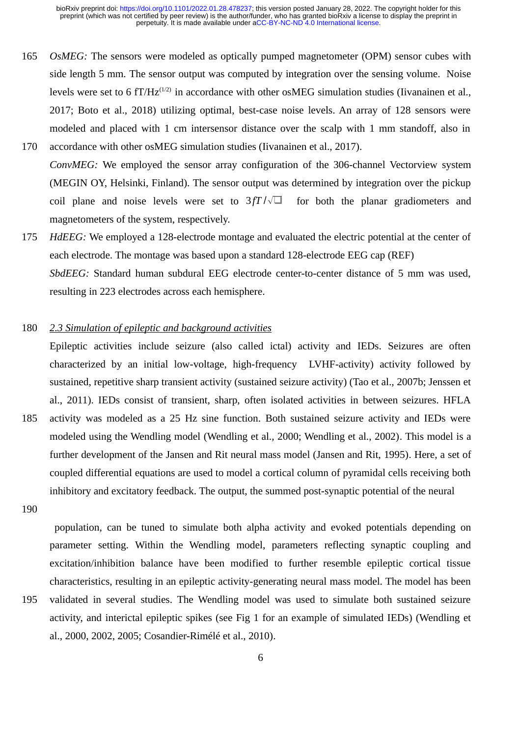*OsMEG:* The sensors were modeled as optically pumped magnetometer (OPM) sensor cubes with side length 5 mm. The sensor output was computed by integration over the sensing volume. Noise levels were set to 6 fT/Hz$^{(1/2)}$ in accordance with other osMEG simulation studies (Iivanainen et al., 2017; Boto et al., 2018) utilizing optimal, best-case noise levels. An array of 128 sensors were modeled and placed with 1 cm intersensor distance over the scalp with 1 mm standoff, also in accordance with other osMEG simulation studies (Iivanainen et al., 2017).

*ConvMEG:* We employed the sensor array configuration of the 306-channel Vectorview system (MEGIN OY, Helsinki, Finland). The sensor output was determined by integration over the pickup coil plane and noise levels were set to $3fT/\sqrt{\square}$ for both the planar gradiometers and magnetometers of the system, respectively.

*HdEEG:* We employed a 128-electrode montage and evaluated the electric potential at the center of each electrode. The montage was based upon a standard 128-electrode EEG cap (REF)

*SbdEEG:* Standard human subdural EEG electrode center-to-center distance of 5 mm was used, resulting in 223 electrodes across each hemisphere.

## 2.3 Simulation of epileptic and background activities

Epileptic activities include seizure (also called ictal) activity and IEDs. Seizures are often characterized by an initial low-voltage, high-frequency LVHF-activity) activity followed by sustained, repetitive sharp transient activity (sustained seizure activity) (Tao et al., 2007b; Jenssen et al., 2011). IEDs consist of transient, sharp, often isolated activities in between seizures. HFLA activity was modeled as a 25 Hz sine function. Both sustained seizure activity and IEDs were modeled using the Wendling model (Wendling et al., 2000; Wendling et al., 2002). This model is a further development of the Jansen and Rit neural mass model (Jansen and Rit, 1995). Here, a set of coupled differential equations are used to model a cortical column of pyramidal cells receiving both inhibitory and excitatory feedback. The output, the summed post-synaptic potential of the neural population, can be tuned to simulate both alpha activity and evoked potentials depending on parameter setting. Within the Wendling model, parameters reflecting synaptic coupling and excitation/inhibition balance have been modified to further resemble epileptic cortical tissue characteristics, resulting in an epileptic activity-generating neural mass model. The model has been validated in several studies. The Wendling model was used to simulate both sustained seizure activity, and interictal epileptic spikes (see Fig 1 for an example of simulated IEDs) (Wendling et al., 2000, 2002, 2005; Cosandier-Rimélé et al., 2010).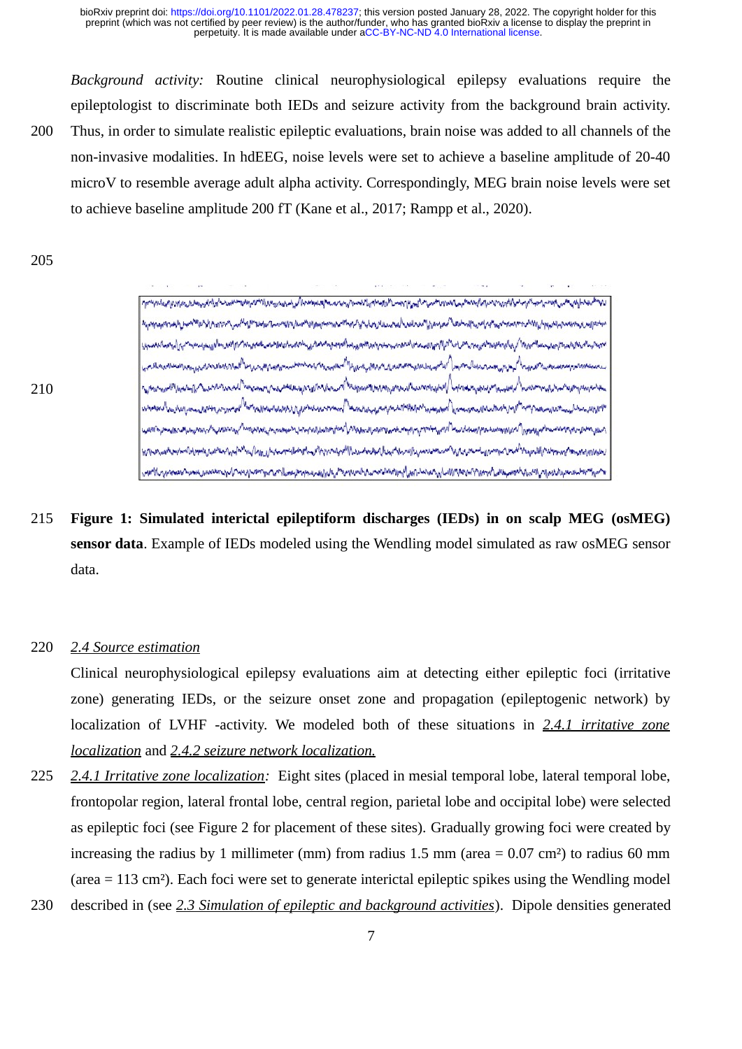*Background activity:* Routine clinical neurophysiological epilepsy evaluations require the epileptologist to discriminate both IEDs and seizure activity from the background brain activity. Thus, in order to simulate realistic epileptic evaluations, brain noise was added to all channels of the non-invasive modalities. In hdEEG, noise levels were set to achieve a baseline amplitude of 20-40 microV to resemble average adult alpha activity. Correspondingly, MEG brain noise levels were set to achieve baseline amplitude 200 fT (Kane et al., 2017; Rampp et al., 2020).

**Figure 1: Simulated interictal epileptiform discharges (IEDs) in on scalp MEG (osMEG) sensor data**. Example of IEDs modeled using the Wendling model simulated as raw osMEG sensor data.

## 2.4 Source estimation

Clinical neurophysiological epilepsy evaluations aim at detecting either epileptic foci (irritative zone) generating IEDs, or the seizure onset zone and propagation (epileptogenic network) by localization of LVHF -activity. We modeled both of these situations in *2.4.1 irritative zone localization* and *2.4.2 seizure network localization.*

*2.4.1 Irritative zone localization:* Eight sites (placed in mesial temporal lobe, lateral temporal lobe, frontopolar region, lateral frontal lobe, central region, parietal lobe and occipital lobe) were selected as epileptic foci (see Figure 2 for placement of these sites). Gradually growing foci were created by increasing the radius by 1 millimeter (mm) from radius 1.5 mm (area = 0.07 cm²) to radius 60 mm (area = 113 cm²). Each foci were set to generate interictal epileptic spikes using the Wendling model described in (see *2.3 Simulation of epileptic and background activities*). Dipole densities generated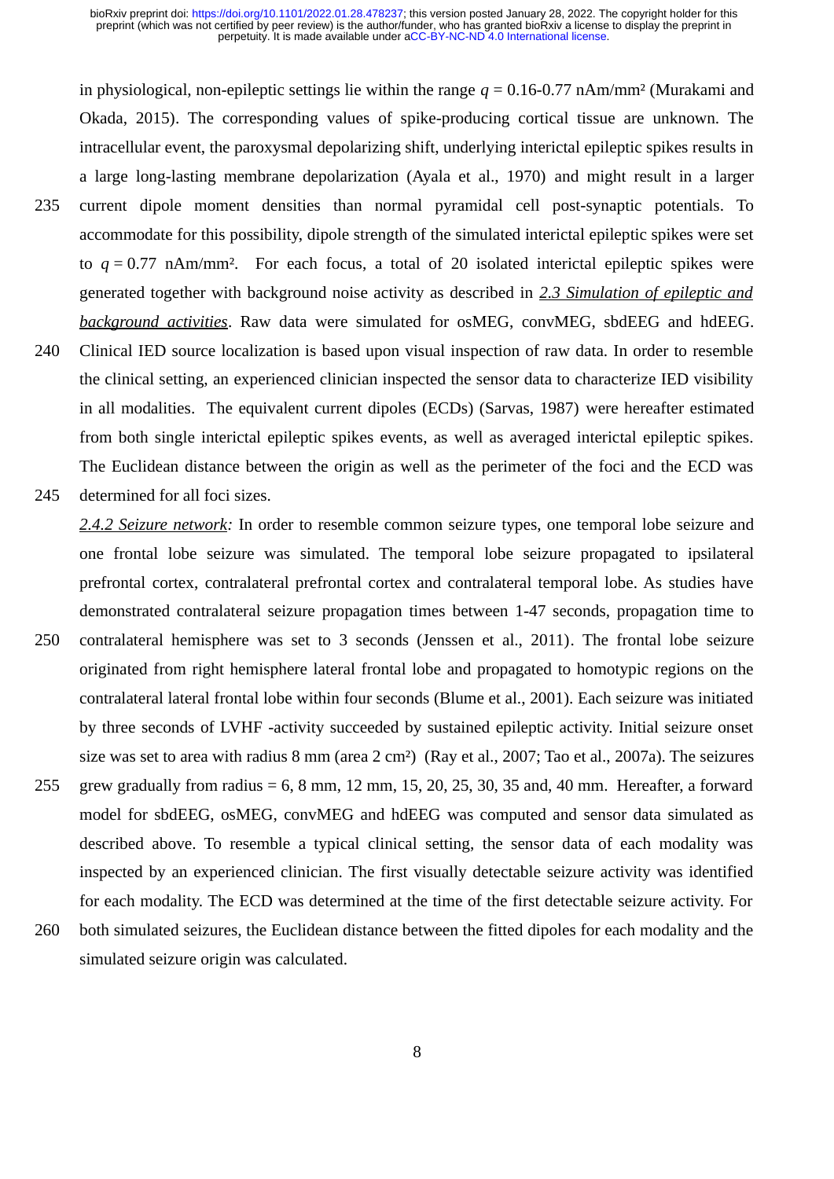in physiological, non-epileptic settings lie within the range $q$ = 0.16-0.77 nAm/mm² (Murakami and Okada, 2015). The corresponding values of spike-producing cortical tissue are unknown. The intracellular event, the paroxysmal depolarizing shift, underlying interictal epileptic spikes results in a large long-lasting membrane depolarization (Ayala et al., 1970) and might result in a larger current dipole moment densities than normal pyramidal cell post-synaptic potentials. To accommodate for this possibility, dipole strength of the simulated interictal epileptic spikes were set to $q$ = 0.77 nAm/mm². For each focus, a total of 20 isolated interictal epileptic spikes were generated together with background noise activity as described in _2.3 Simulation of epileptic and background activities_. Raw data were simulated for osMEG, convMEG, sbdEEG and hdEEG. Clinical IED source localization is based upon visual inspection of raw data. In order to resemble the clinical setting, an experienced clinician inspected the sensor data to characterize IED visibility in all modalities. The equivalent current dipoles (ECDs) (Sarvas, 1987) were hereafter estimated from both single interictal epileptic spikes events, as well as averaged interictal epileptic spikes. The Euclidean distance between the origin as well as the perimeter of the foci and the ECD was determined for all foci sizes.

_2.4.2 Seizure network:_ In order to resemble common seizure types, one temporal lobe seizure and one frontal lobe seizure was simulated. The temporal lobe seizure propagated to ipsilateral prefrontal cortex, contralateral prefrontal cortex and contralateral temporal lobe. As studies have demonstrated contralateral seizure propagation times between 1-47 seconds, propagation time to contralateral hemisphere was set to 3 seconds (Jenssen et al., 2011). The frontal lobe seizure originated from right hemisphere lateral frontal lobe and propagated to homotypic regions on the contralateral lateral frontal lobe within four seconds (Blume et al., 2001). Each seizure was initiated by three seconds of LVHF -activity succeeded by sustained epileptic activity. Initial seizure onset size was set to area with radius 8 mm (area 2 cm²) (Ray et al., 2007; Tao et al., 2007a). The seizures grew gradually from radius = 6, 8 mm, 12 mm, 15, 20, 25, 30, 35 and, 40 mm. Hereafter, a forward model for sbdEEG, osMEG, convMEG and hdEEG was computed and sensor data simulated as described above. To resemble a typical clinical setting, the sensor data of each modality was inspected by an experienced clinician. The first visually detectable seizure activity was identified for each modality. The ECD was determined at the time of the first detectable seizure activity. For both simulated seizures, the Euclidean distance between the fitted dipoles for each modality and the simulated seizure origin was calculated.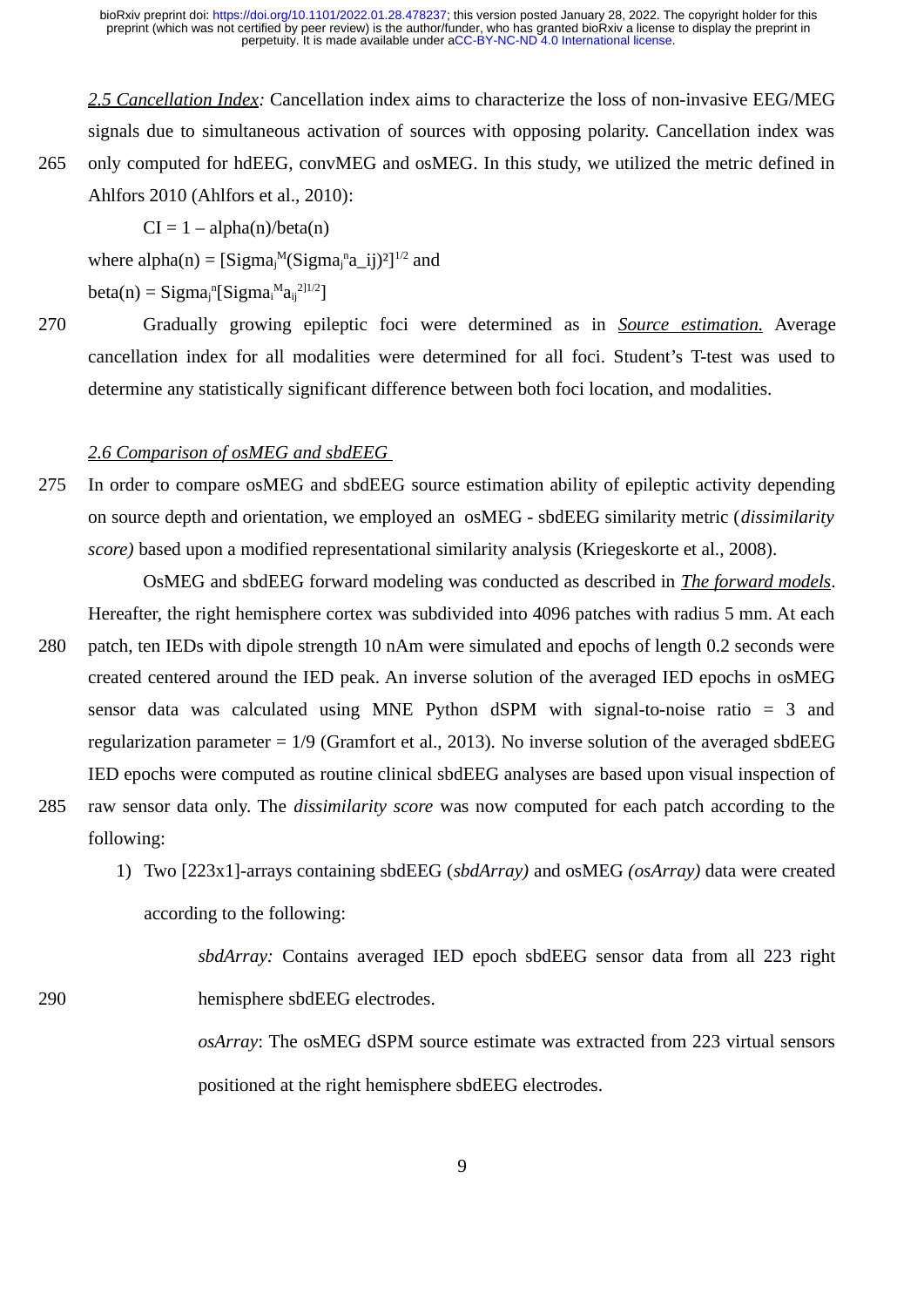*2.5 Cancellation Index:* Cancellation index aims to characterize the loss of non-invasive EEG/MEG signals due to simultaneous activation of sources with opposing polarity. Cancellation index was only computed for hdEEG, convMEG and osMEG. In this study, we utilized the metric defined in Ahlfors 2010 (Ahlfors et al., 2010):

$$CI = 1 – alpha(n)/beta(n)$$

where $alpha(n) = [Sigma_j^M(Sigma_j^n a\_ij)^2]^{1/2}$ and

$beta(n) = Sigma_j^n[Sigma_i^M a_{ij}^{2]1/2}]$

Gradually growing epileptic foci were determined as in *Source estimation.* Average cancellation index for all modalities were determined for all foci. Student's T-test was used to determine any statistically significant difference between both foci location, and modalities.

*2.6 Comparison of osMEG and sbdEEG*

In order to compare osMEG and sbdEEG source estimation ability of epileptic activity depending on source depth and orientation, we employed an osMEG - sbdEEG similarity metric (*dissimilarity score)* based upon a modified representational similarity analysis (Kriegeskorte et al., 2008).

OsMEG and sbdEEG forward modeling was conducted as described in *The forward models*. Hereafter, the right hemisphere cortex was subdivided into 4096 patches with radius 5 mm. At each patch, ten IEDs with dipole strength 10 nAm were simulated and epochs of length 0.2 seconds were created centered around the IED peak. An inverse solution of the averaged IED epochs in osMEG sensor data was calculated using MNE Python dSPM with signal-to-noise ratio = 3 and regularization parameter = 1/9 (Gramfort et al., 2013). No inverse solution of the averaged sbdEEG IED epochs were computed as routine clinical sbdEEG analyses are based upon visual inspection of raw sensor data only. The *dissimilarity score* was now computed for each patch according to the following:

1) Two [223x1]-arrays containing sbdEEG (*sbdArray)* and osMEG *(osArray)* data were created according to the following:

    *sbdArray:* Contains averaged IED epoch sbdEEG sensor data from all 223 right hemisphere sbdEEG electrodes.

    *osArray*: The osMEG dSPM source estimate was extracted from 223 virtual sensors positioned at the right hemisphere sbdEEG electrodes.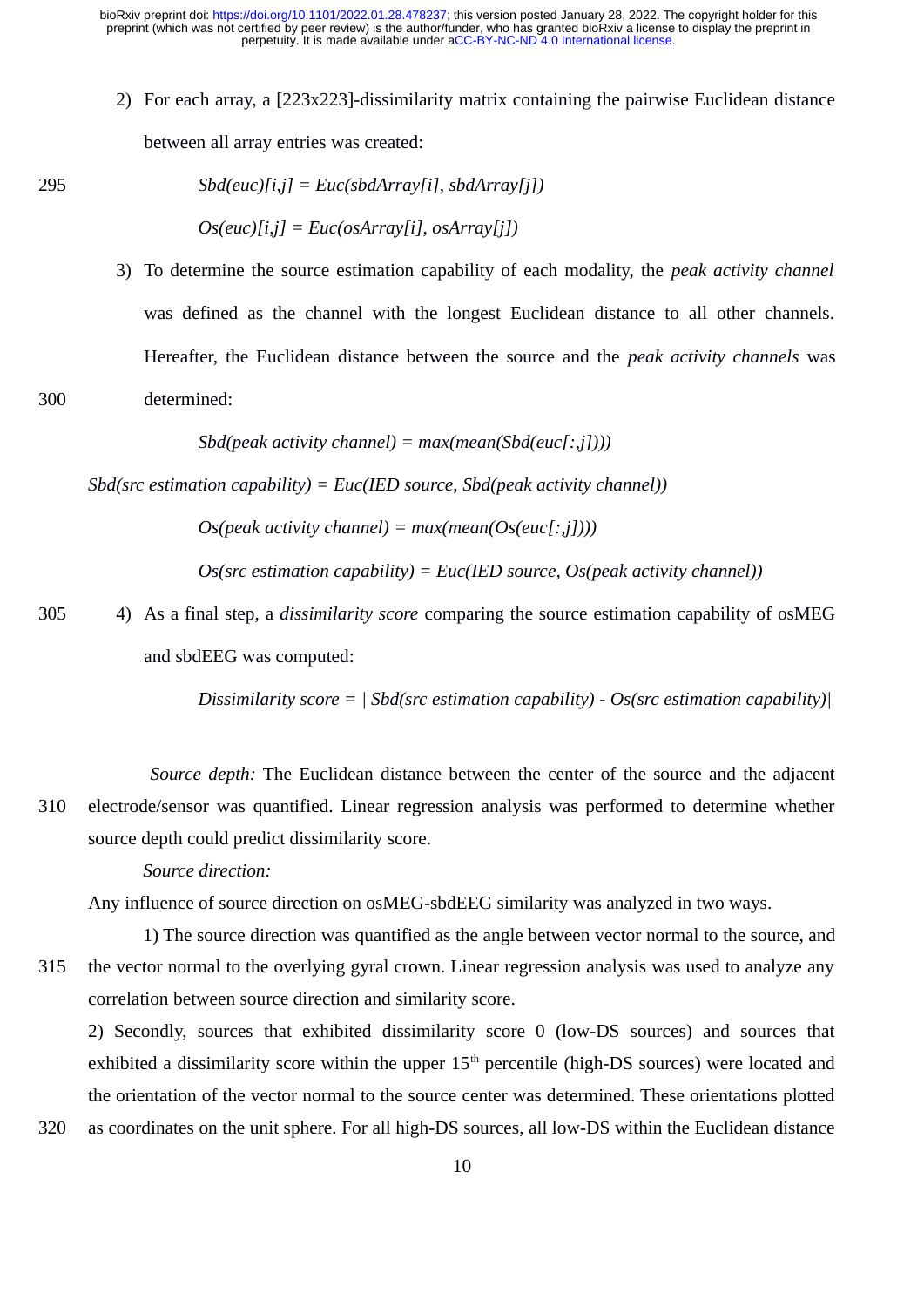2) For each array, a [223x223]-dissimilarity matrix containing the pairwise Euclidean distance between all array entries was created:

*Sbd(euc)[i,j] = Euc(sbdArray[i], sbdArray[j])*

*Os(euc)[i,j] = Euc(osArray[i], osArray[j])*

3) To determine the source estimation capability of each modality, the *peak activity channel* was defined as the channel with the longest Euclidean distance to all other channels. Hereafter, the Euclidean distance between the source and the *peak activity channels* was determined:

*Sbd(peak activity channel) = max(mean(Sbd(euc[:,j])))*

*Sbd(src estimation capability) = Euc(IED source, Sbd(peak activity channel))*

*Os(peak activity channel) = max(mean(Os(euc[:,j])))*

*Os(src estimation capability) = Euc(IED source, Os(peak activity channel))*

4) As a final step, a *dissimilarity score* comparing the source estimation capability of osMEG and sbdEEG was computed:

*Dissimilarity score = | Sbd(src estimation capability) - Os(src estimation capability)|*

*Source depth:* The Euclidean distance between the center of the source and the adjacent electrode/sensor was quantified. Linear regression analysis was performed to determine whether source depth could predict dissimilarity score.

*Source direction:*

Any influence of source direction on osMEG-sbdEEG similarity was analyzed in two ways.

1) The source direction was quantified as the angle between vector normal to the source, and the vector normal to the overlying gyral crown. Linear regression analysis was used to analyze any correlation between source direction and similarity score.

2) Secondly, sources that exhibited dissimilarity score 0 (low-DS sources) and sources that exhibited a dissimilarity score within the upper 15th percentile (high-DS sources) were located and the orientation of the vector normal to the source center was determined. These orientations plotted as coordinates on the unit sphere. For all high-DS sources, all low-DS within the Euclidean distance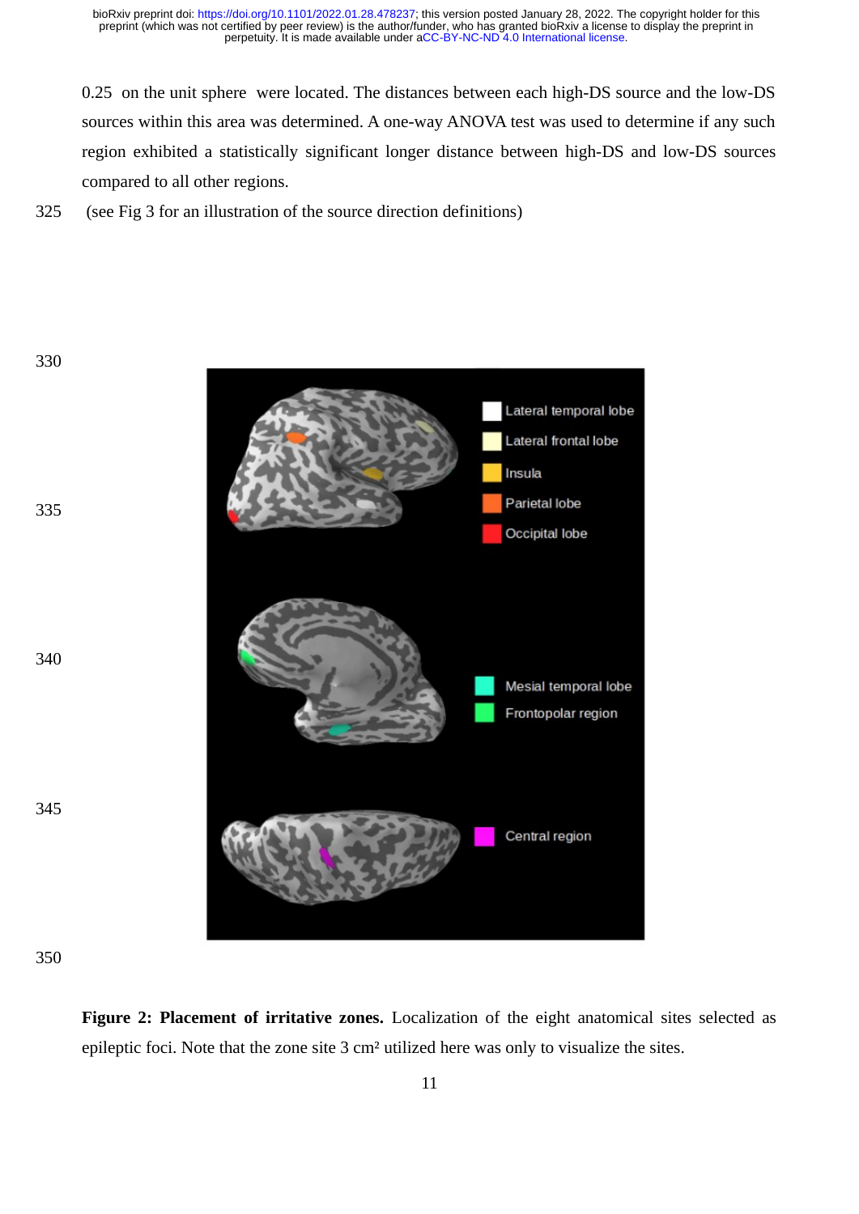0.25 on the unit sphere were located. The distances between each high-DS source and the low-DS sources within this area was determined. A one-way ANOVA test was used to determine if any such region exhibited a statistically significant longer distance between high-DS and low-DS sources compared to all other regions.

(see Fig 3 for an illustration of the source direction definitions)

**Figure 2: Placement of irritative zones.** Localization of the eight anatomical sites selected as epileptic foci. Note that the zone site 3 cm² utilized here was only to visualize the sites.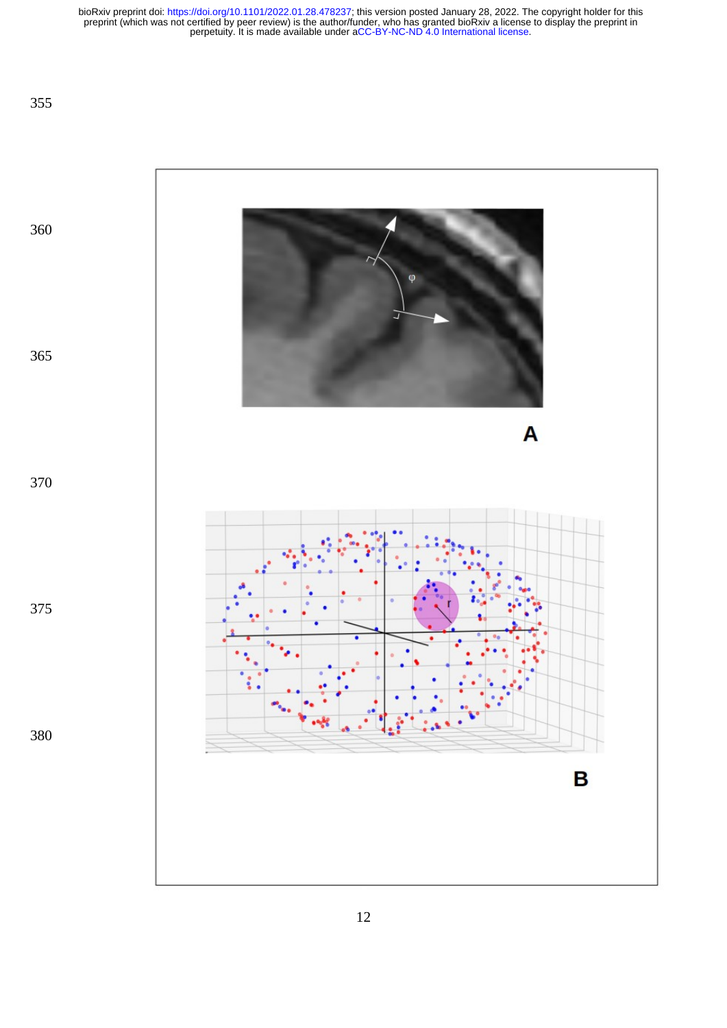φ

A

r

B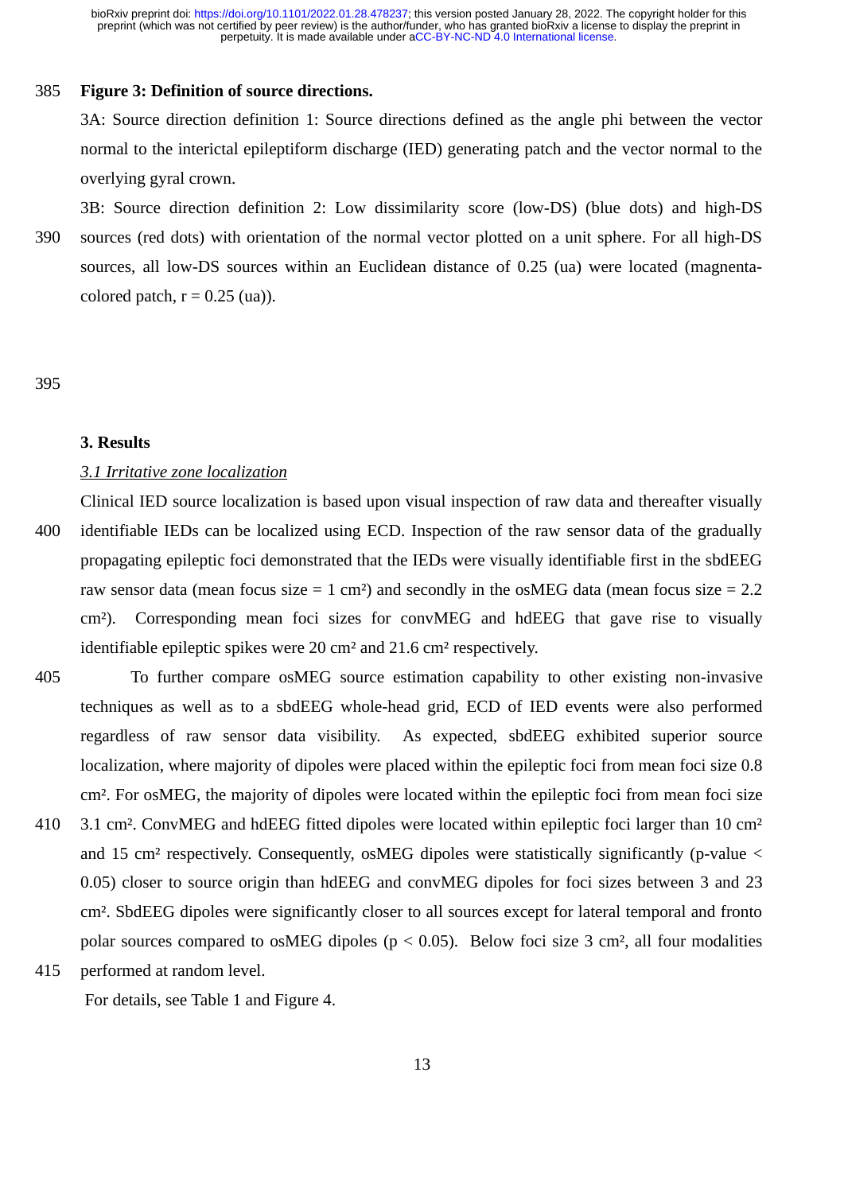**Figure 3: Definition of source directions.**

3A: Source direction definition 1: Source directions defined as the angle phi between the vector normal to the interictal epileptiform discharge (IED) generating patch and the vector normal to the overlying gyral crown.

3B: Source direction definition 2: Low dissimilarity score (low-DS) (blue dots) and high-DS sources (red dots) with orientation of the normal vector plotted on a unit sphere. For all high-DS sources, all low-DS sources within an Euclidean distance of 0.25 (ua) were located (magenta-colored patch, r = 0.25 (ua)).

## 3. Results

### *3.1 Irritative zone localization*

Clinical IED source localization is based upon visual inspection of raw data and thereafter visually identifiable IEDs can be localized using ECD. Inspection of the raw sensor data of the gradually propagating epileptic foci demonstrated that the IEDs were visually identifiable first in the sbdEEG raw sensor data (mean focus size = 1 cm²) and secondly in the osMEG data (mean focus size = 2.2 cm²). Corresponding mean foci sizes for convMEG and hdEEG that gave rise to visually identifiable epileptic spikes were 20 cm² and 21.6 cm² respectively.

To further compare osMEG source estimation capability to other existing non-invasive techniques as well as to a sbdEEG whole-head grid, ECD of IED events were also performed regardless of raw sensor data visibility. As expected, sbdEEG exhibited superior source localization, where majority of dipoles were placed within the epileptic foci from mean foci size 0.8 cm². For osMEG, the majority of dipoles were located within the epileptic foci from mean foci size 3.1 cm². ConvMEG and hdEEG fitted dipoles were located within epileptic foci larger than 10 cm² and 15 cm² respectively. Consequently, osMEG dipoles were statistically significantly (p-value $< 0.05$) closer to source origin than hdEEG and convMEG dipoles for foci sizes between 3 and 23 cm². SbdEEG dipoles were significantly closer to all sources except for lateral temporal and fronto polar sources compared to osMEG dipoles ($p < 0.05$). Below foci size 3 cm², all four modalities performed at random level.

For details, see Table 1 and Figure 4.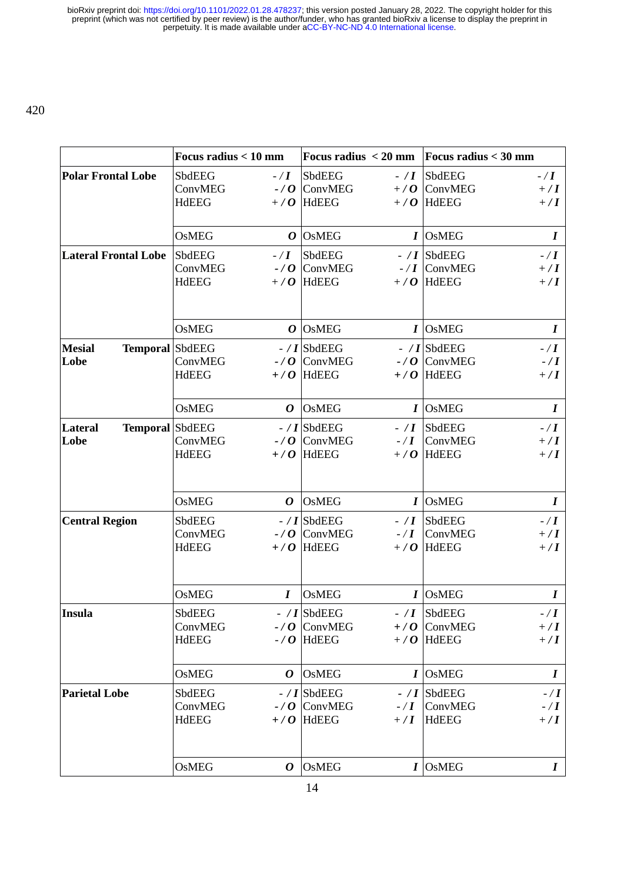420

| | Focus radius < 10 mm | | Focus radius < 20 mm | | Focus radius < 30 mm | |
|---|---|---|---|---|---|---|
| **Polar Frontal Lobe** | SbdEEG<br>ConvMEG<br>HdEEG | - / ***I***<br>- / ***O***<br>+ / ***O*** | SbdEEG<br>ConvMEG<br>HdEEG | - / ***I***<br>+ / ***O***<br>+ / ***O*** | SbdEEG<br>ConvMEG<br>HdEEG | - / ***I***<br>+ / ***I***<br>+ / ***I*** |
| | OsMEG | ***O*** | OsMEG | ***I*** | OsMEG | ***I*** |
| **Lateral Frontal Lobe** | SbdEEG<br>ConvMEG<br>HdEEG | - / ***I***<br>- / ***O***<br>+ / ***O*** | SbdEEG<br>ConvMEG<br>HdEEG | - / ***I***<br>- / ***I***<br>+ / ***O*** | SbdEEG<br>ConvMEG<br>HdEEG | - / ***I***<br>+ / ***I***<br>+ / ***I*** |
| | OsMEG | ***O*** | OsMEG | ***I*** | OsMEG | ***I*** |
| **Mesial Temporal Lobe** | SbdEEG<br>ConvMEG<br>HdEEG | - / ***I***<br>- / ***O***<br>+ / ***O*** | SbdEEG<br>ConvMEG<br>HdEEG | - / ***I***<br>- / ***O***<br>+ / ***O*** | SbdEEG<br>ConvMEG<br>HdEEG | - / ***I***<br>- / ***I***<br>+ / ***I*** |
| | OsMEG | ***O*** | OsMEG | ***I*** | OsMEG | ***I*** |
| **Lateral Temporal Lobe** | SbdEEG<br>ConvMEG<br>HdEEG | - / ***I***<br>- / ***O***<br>+ / ***O*** | SbdEEG<br>ConvMEG<br>HdEEG | - / ***I***<br>- / ***I***<br>+ / ***O*** | SbdEEG<br>ConvMEG<br>HdEEG | - / ***I***<br>+ / ***I***<br>+ / ***I*** |
| | OsMEG | ***O*** | OsMEG | ***I*** | OsMEG | ***I*** |
| **Central Region** | SbdEEG<br>ConvMEG<br>HdEEG | - / ***I***<br>- / ***O***<br>+ / ***O*** | SbdEEG<br>ConvMEG<br>HdEEG | - / ***I***<br>- / ***I***<br>+ / ***O*** | SbdEEG<br>ConvMEG<br>HdEEG | - / ***I***<br>+ / ***I***<br>+ / ***I*** |
| | OsMEG | ***I*** | OsMEG | ***I*** | OsMEG | ***I*** |
| **Insula** | SbdEEG<br>ConvMEG<br>HdEEG | - / ***I***<br>- / ***O***<br>- / ***O*** | SbdEEG<br>ConvMEG<br>HdEEG | - / ***I***<br>+ / ***O***<br>+ / ***O*** | SbdEEG<br>ConvMEG<br>HdEEG | - / ***I***<br>+ / ***I***<br>+ / ***I*** |
| | OsMEG | ***O*** | OsMEG | ***I*** | OsMEG | ***I*** |
| **Parietal Lobe** | SbdEEG<br>ConvMEG<br>HdEEG | - / ***I***<br>- / ***O***<br>+ / ***O*** | SbdEEG<br>ConvMEG<br>HdEEG | - / ***I***<br>- / ***I***<br>+ / ***I*** | SbdEEG<br>ConvMEG<br>HdEEG | - / ***I***<br>- / ***I***<br>+ / ***I*** |
| | OsMEG | ***O*** | OsMEG | ***I*** | OsMEG | ***I*** |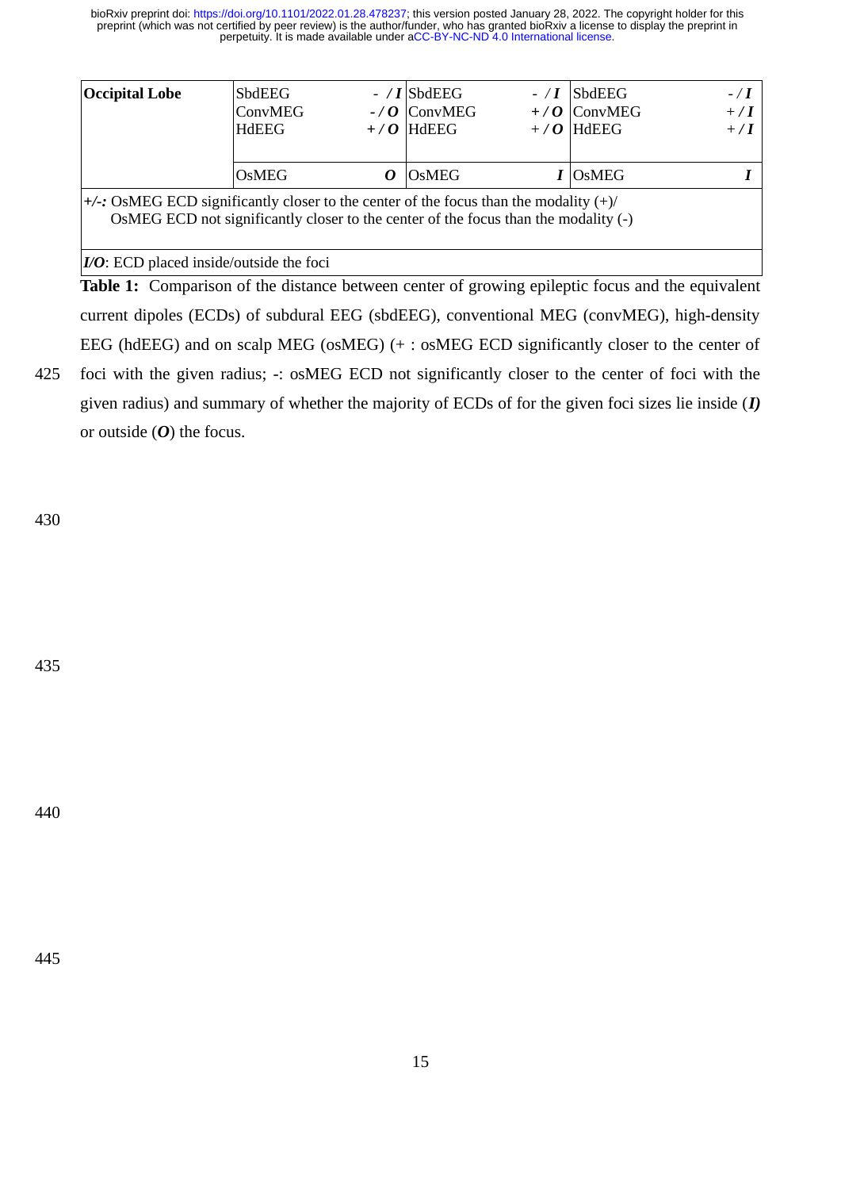| Occipital Lobe | SbdEEG | - / ***I*** | SbdEEG | - / ***I*** | SbdEEG | - / ***I*** |
|---|---|---|---|---|---|---|
| | ConvMEG | - / ***O*** | ConvMEG | + / ***O*** | ConvMEG | + / ***I*** |
| | HdEEG | + / ***O*** | HdEEG | + / ***O*** | HdEEG | + / ***I*** |
| | OsMEG | ***O*** | OsMEG | ***I*** | OsMEG | ***I*** |

***+/-:*** OsMEG ECD significantly closer to the center of the focus than the modality (+)/ OsMEG ECD not significantly closer to the center of the focus than the modality (-)

***I/O***: ECD placed inside/outside the foci

**Table 1:** Comparison of the distance between center of growing epileptic focus and the equivalent current dipoles (ECDs) of subdural EEG (sbdEEG), conventional MEG (convMEG), high-density EEG (hdEEG) and on scalp MEG (osMEG) (+ : osMEG ECD significantly closer to the center of foci with the given radius; -: osMEG ECD not significantly closer to the center of foci with the given radius) and summary of whether the majority of ECDs of for the given foci sizes lie inside (***I***) or outside (***O***) the focus.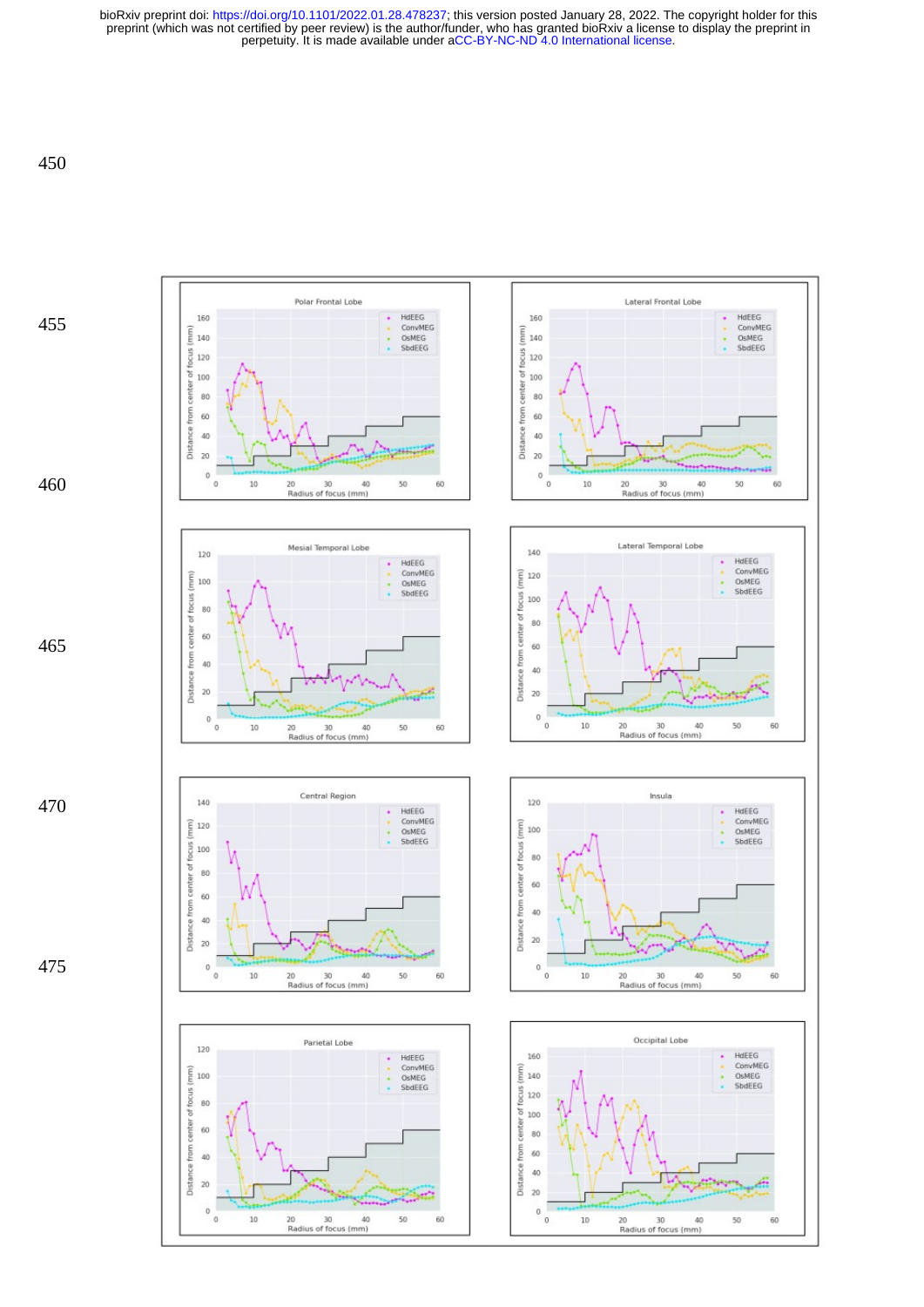Polar Frontal Lobe

Lateral Frontal Lobe

Mesial Temporal Lobe

Lateral Temporal Lobe

Central Region

Insula

Parietal Lobe

Occipital Lobe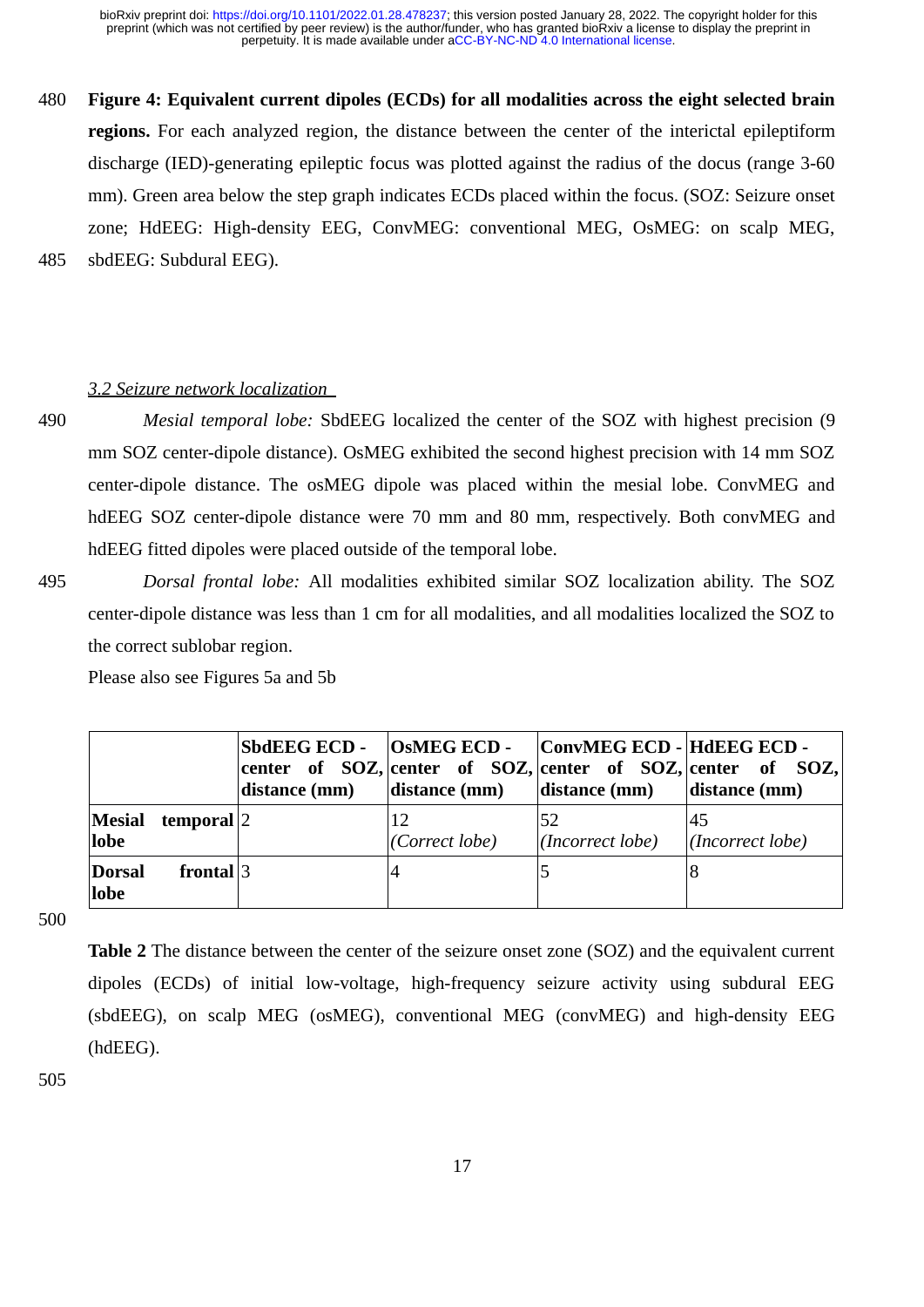**Figure 4: Equivalent current dipoles (ECDs) for all modalities across the eight selected brain regions.** For each analyzed region, the distance between the center of the interictal epileptiform discharge (IED)-generating epileptic focus was plotted against the radius of the docus (range 3-60 mm). Green area below the step graph indicates ECDs placed within the focus. (SOZ: Seizure onset zone; HdEEG: High-density EEG, ConvMEG: conventional MEG, OsMEG: on scalp MEG, sbdEEG: Subdural EEG).

### *3.2 Seizure network localization*

*Mesial temporal lobe:* SbdEEG localized the center of the SOZ with highest precision (9 mm SOZ center-dipole distance). OsMEG exhibited the second highest precision with 14 mm SOZ center-dipole distance. The osMEG dipole was placed within the mesial lobe. ConvMEG and hdEEG SOZ center-dipole distance were 70 mm and 80 mm, respectively. Both convMEG and hdEEG fitted dipoles were placed outside of the temporal lobe.

*Dorsal frontal lobe:* All modalities exhibited similar SOZ localization ability. The SOZ center-dipole distance was less than 1 cm for all modalities, and all modalities localized the SOZ to the correct sublobar region.

Please also see Figures 5a and 5b

| | **SbdEEG ECD - center of SOZ, distance (mm)** | **OsMEG ECD - center of SOZ, distance (mm)** | **ConvMEG ECD - center of SOZ, distance (mm)** | **HdEEG ECD - center of SOZ, distance (mm)** |
|---|---|---|---|---|
| **Mesial temporal lobe** | 2 | 12 *(Correct lobe)* | 52 *(Incorrect lobe)* | 45 *(Incorrect lobe)* |
| **Dorsal frontal lobe** | 3 | 4 | 5 | 8 |

**Table 2** The distance between the center of the seizure onset zone (SOZ) and the equivalent current dipoles (ECDs) of initial low-voltage, high-frequency seizure activity using subdural EEG (sbdEEG), on scalp MEG (osMEG), conventional MEG (convMEG) and high-density EEG (hdEEG).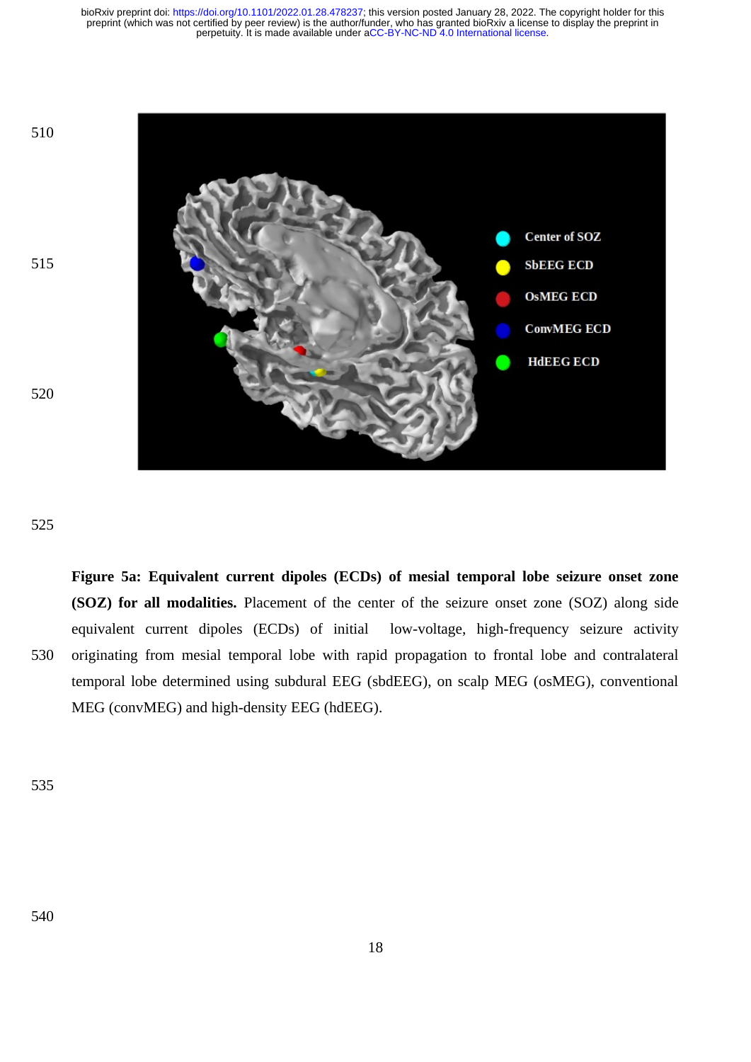**Figure 5a: Equivalent current dipoles (ECDs) of mesial temporal lobe seizure onset zone (SOZ) for all modalities.** Placement of the center of the seizure onset zone (SOZ) along side equivalent current dipoles (ECDs) of initial low-voltage, high-frequency seizure activity originating from mesial temporal lobe with rapid propagation to frontal lobe and contralateral temporal lobe determined using subdural EEG (sbdEEG), on scalp MEG (osMEG), conventional MEG (convMEG) and high-density EEG (hdEEG).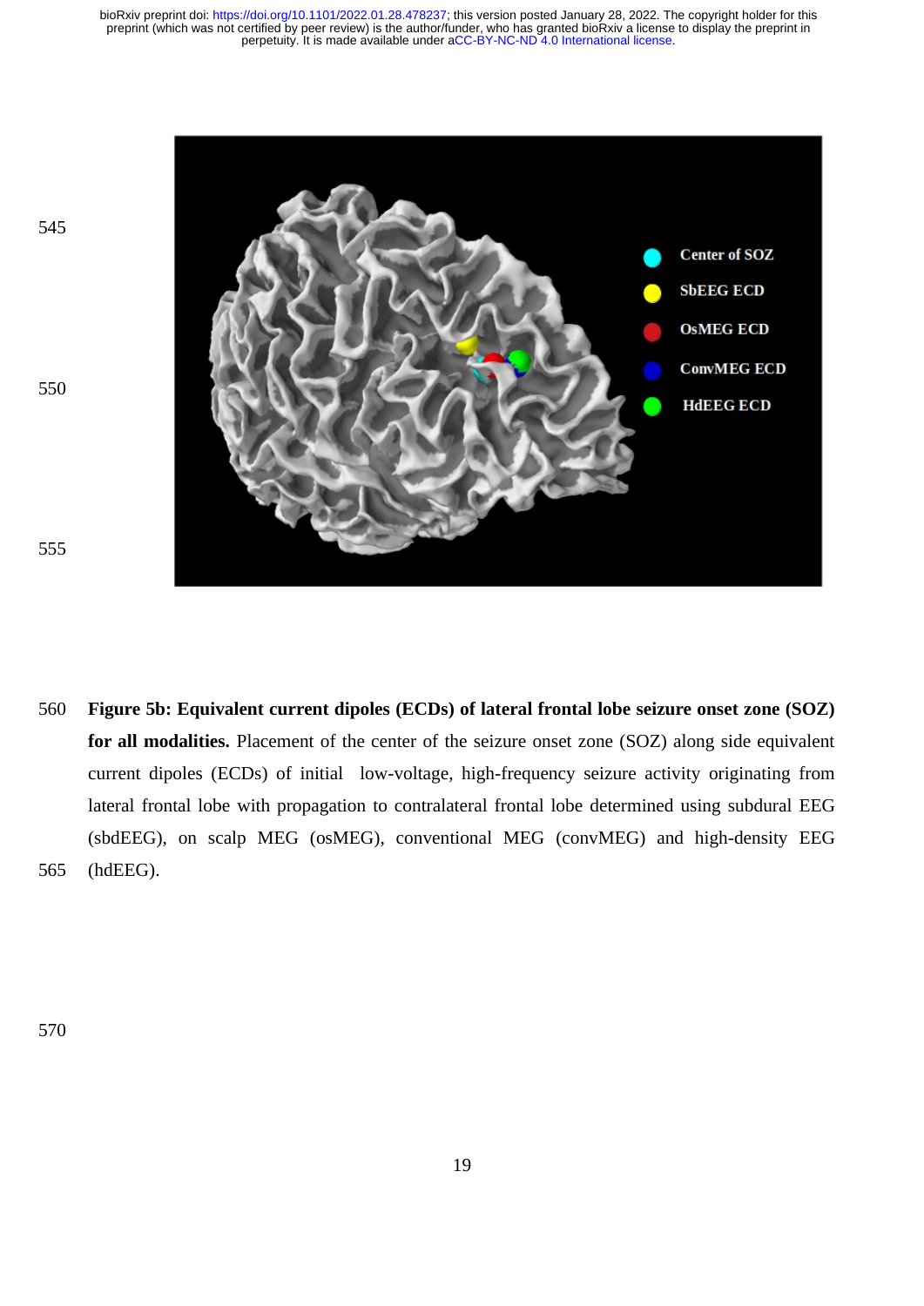**Figure 5b: Equivalent current dipoles (ECDs) of lateral frontal lobe seizure onset zone (SOZ) for all modalities.** Placement of the center of the seizure onset zone (SOZ) along side equivalent current dipoles (ECDs) of initial low-voltage, high-frequency seizure activity originating from lateral frontal lobe with propagation to contralateral frontal lobe determined using subdural EEG (sbdEEG), on scalp MEG (osMEG), conventional MEG (convMEG) and high-density EEG (hdEEG).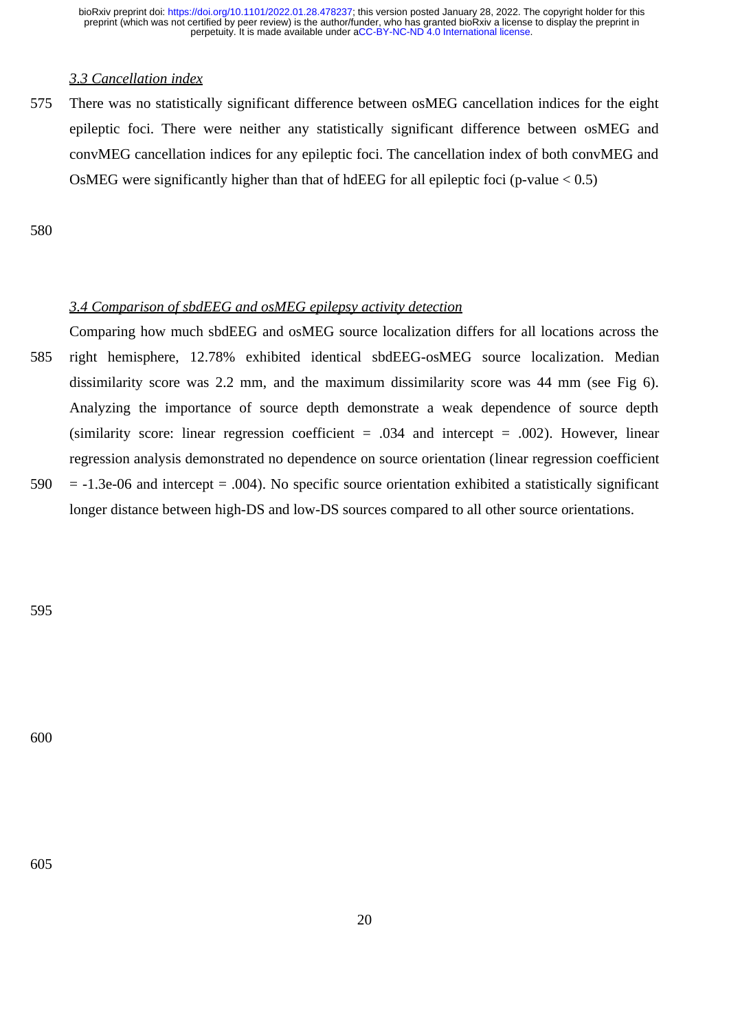### *3.3 Cancellation index*

There was no statistically significant difference between osMEG cancellation indices for the eight epileptic foci. There were neither any statistically significant difference between osMEG and convMEG cancellation indices for any epileptic foci. The cancellation index of both convMEG and OsMEG were significantly higher than that of hdEEG for all epileptic foci (p-value $< 0.5$)

### *3.4 Comparison of sbdEEG and osMEG epilepsy activity detection*

Comparing how much sbdEEG and osMEG source localization differs for all locations across the right hemisphere, 12.78% exhibited identical sbdEEG-osMEG source localization. Median dissimilarity score was 2.2 mm, and the maximum dissimilarity score was 44 mm (see Fig 6). Analyzing the importance of source depth demonstrate a weak dependence of source depth (similarity score: linear regression coefficient = .034 and intercept = .002). However, linear regression analysis demonstrated no dependence on source orientation (linear regression coefficient = -1.3e-06 and intercept = .004). No specific source orientation exhibited a statistically significant longer distance between high-DS and low-DS sources compared to all other source orientations.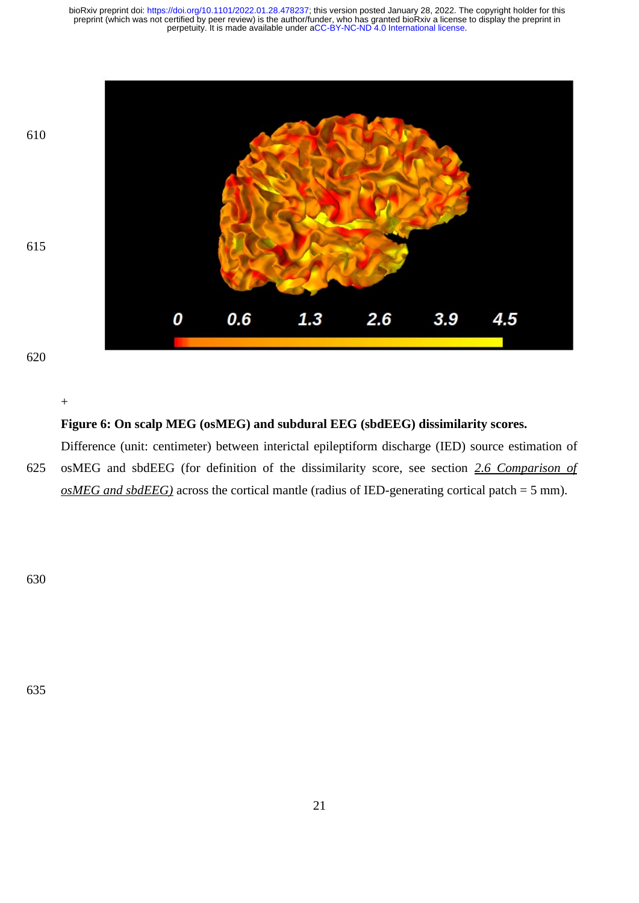+

**Figure 6: On scalp MEG (osMEG) and subdural EEG (sbdEEG) dissimilarity scores.** Difference (unit: centimeter) between interictal epileptiform discharge (IED) source estimation of osMEG and sbdEEG (for definition of the dissimilarity score, see section *2.6 Comparison of osMEG and sbdEEG)* across the cortical mantle (radius of IED-generating cortical patch = 5 mm).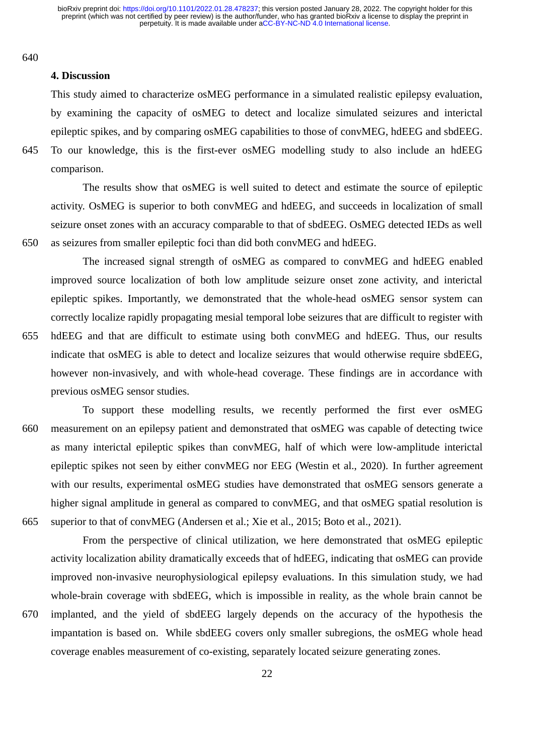## 4. Discussion

This study aimed to characterize osMEG performance in a simulated realistic epilepsy evaluation, by examining the capacity of osMEG to detect and localize simulated seizures and interictal epileptic spikes, and by comparing osMEG capabilities to those of convMEG, hdEEG and sbdEEG. To our knowledge, this is the first-ever osMEG modelling study to also include an hdEEG comparison.

The results show that osMEG is well suited to detect and estimate the source of epileptic activity. OsMEG is superior to both convMEG and hdEEG, and succeeds in localization of small seizure onset zones with an accuracy comparable to that of sbdEEG. OsMEG detected IEDs as well as seizures from smaller epileptic foci than did both convMEG and hdEEG.

The increased signal strength of osMEG as compared to convMEG and hdEEG enabled improved source localization of both low amplitude seizure onset zone activity, and interictal epileptic spikes. Importantly, we demonstrated that the whole-head osMEG sensor system can correctly localize rapidly propagating mesial temporal lobe seizures that are difficult to register with hdEEG and that are difficult to estimate using both convMEG and hdEEG. Thus, our results indicate that osMEG is able to detect and localize seizures that would otherwise require sbdEEG, however non-invasively, and with whole-head coverage. These findings are in accordance with previous osMEG sensor studies.

To support these modelling results, we recently performed the first ever osMEG measurement on an epilepsy patient and demonstrated that osMEG was capable of detecting twice as many interictal epileptic spikes than convMEG, half of which were low-amplitude interictal epileptic spikes not seen by either convMEG nor EEG (Westin et al., 2020). In further agreement with our results, experimental osMEG studies have demonstrated that osMEG sensors generate a higher signal amplitude in general as compared to convMEG, and that osMEG spatial resolution is superior to that of convMEG (Andersen et al.; Xie et al., 2015; Boto et al., 2021).

From the perspective of clinical utilization, we here demonstrated that osMEG epileptic activity localization ability dramatically exceeds that of hdEEG, indicating that osMEG can provide improved non-invasive neurophysiological epilepsy evaluations. In this simulation study, we had whole-brain coverage with sbdEEG, which is impossible in reality, as the whole brain cannot be implanted, and the yield of sbdEEG largely depends on the accuracy of the hypothesis the impantation is based on. While sbdEEG covers only smaller subregions, the osMEG whole head coverage enables measurement of co-existing, separately located seizure generating zones.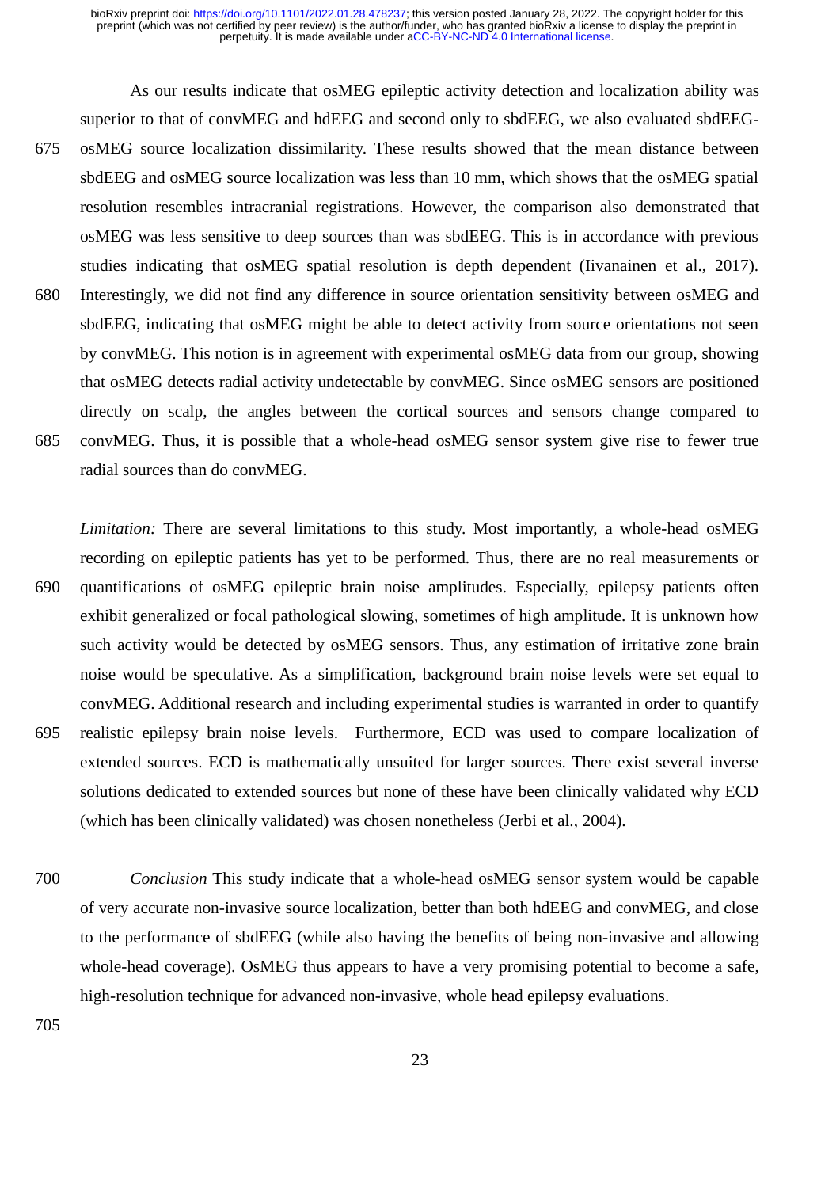As our results indicate that osMEG epileptic activity detection and localization ability was superior to that of convMEG and hdEEG and second only to sbdEEG, we also evaluated sbdEEG-osMEG source localization dissimilarity. These results showed that the mean distance between sbdEEG and osMEG source localization was less than 10 mm, which shows that the osMEG spatial resolution resembles intracranial registrations. However, the comparison also demonstrated that osMEG was less sensitive to deep sources than was sbdEEG. This is in accordance with previous studies indicating that osMEG spatial resolution is depth dependent (Iivanainen et al., 2017). Interestingly, we did not find any difference in source orientation sensitivity between osMEG and sbdEEG, indicating that osMEG might be able to detect activity from source orientations not seen by convMEG. This notion is in agreement with experimental osMEG data from our group, showing that osMEG detects radial activity undetectable by convMEG. Since osMEG sensors are positioned directly on scalp, the angles between the cortical sources and sensors change compared to convMEG. Thus, it is possible that a whole-head osMEG sensor system give rise to fewer true radial sources than do convMEG.

*Limitation:* There are several limitations to this study. Most importantly, a whole-head osMEG recording on epileptic patients has yet to be performed. Thus, there are no real measurements or quantifications of osMEG epileptic brain noise amplitudes. Especially, epilepsy patients often exhibit generalized or focal pathological slowing, sometimes of high amplitude. It is unknown how such activity would be detected by osMEG sensors. Thus, any estimation of irritative zone brain noise would be speculative. As a simplification, background brain noise levels were set equal to convMEG. Additional research and including experimental studies is warranted in order to quantify realistic epilepsy brain noise levels. Furthermore, ECD was used to compare localization of extended sources. ECD is mathematically unsuited for larger sources. There exist several inverse solutions dedicated to extended sources but none of these have been clinically validated why ECD (which has been clinically validated) was chosen nonetheless (Jerbi et al., 2004).

*Conclusion* This study indicate that a whole-head osMEG sensor system would be capable of very accurate non-invasive source localization, better than both hdEEG and convMEG, and close to the performance of sbdEEG (while also having the benefits of being non-invasive and allowing whole-head coverage). OsMEG thus appears to have a very promising potential to become a safe, high-resolution technique for advanced non-invasive, whole head epilepsy evaluations.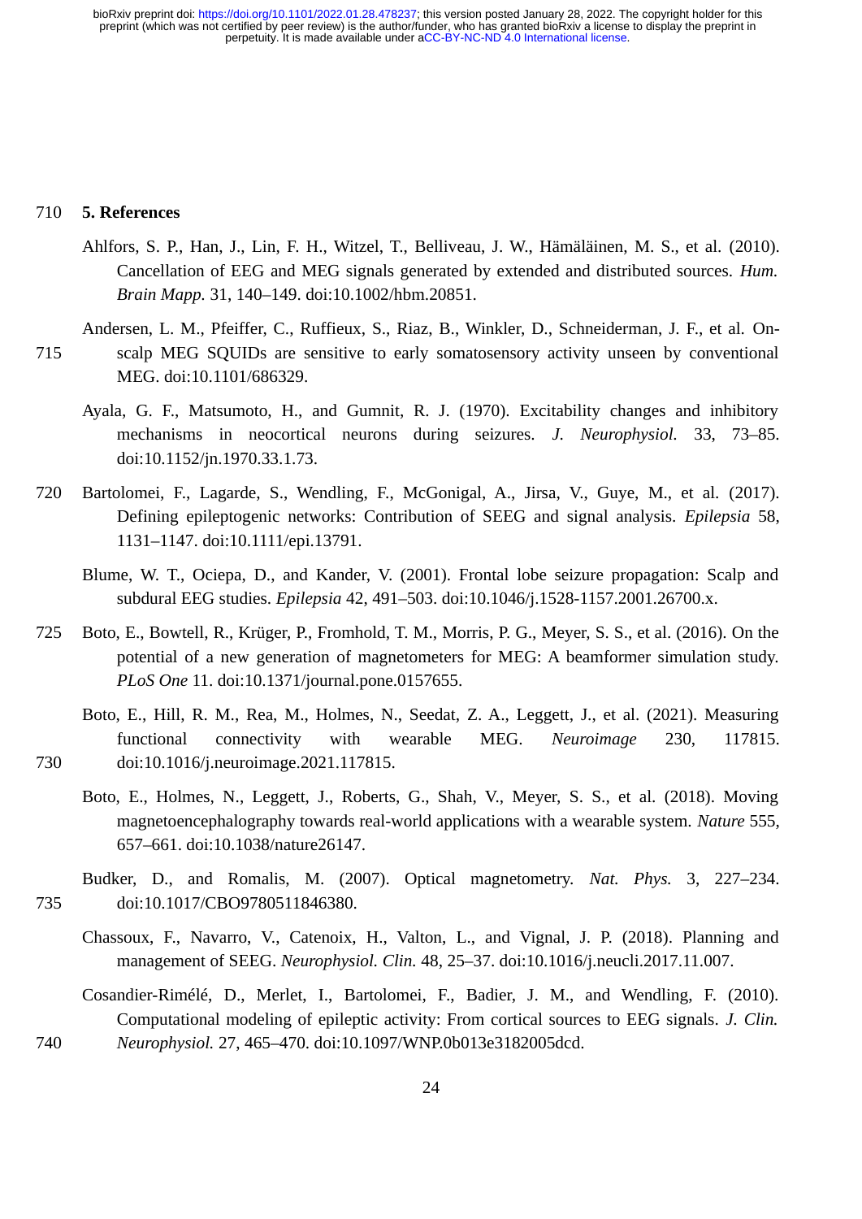## 5. References

Ahlfors, S. P., Han, J., Lin, F. H., Witzel, T., Belliveau, J. W., Hämäläinen, M. S., et al. (2010). Cancellation of EEG and MEG signals generated by extended and distributed sources. *Hum. Brain Mapp.* 31, 140–149. doi:10.1002/hbm.20851.

Andersen, L. M., Pfeiffer, C., Ruffieux, S., Riaz, B., Winkler, D., Schneiderman, J. F., et al. On-scalp MEG SQUIDs are sensitive to early somatosensory activity unseen by conventional MEG. doi:10.1101/686329.

Ayala, G. F., Matsumoto, H., and Gumnit, R. J. (1970). Excitability changes and inhibitory mechanisms in neocortical neurons during seizures. *J. Neurophysiol.* 33, 73–85. doi:10.1152/jn.1970.33.1.73.

Bartolomei, F., Lagarde, S., Wendling, F., McGonigal, A., Jirsa, V., Guye, M., et al. (2017). Defining epileptogenic networks: Contribution of SEEG and signal analysis. *Epilepsia* 58, 1131–1147. doi:10.1111/epi.13791.

Blume, W. T., Ociepa, D., and Kander, V. (2001). Frontal lobe seizure propagation: Scalp and subdural EEG studies. *Epilepsia* 42, 491–503. doi:10.1046/j.1528-1157.2001.26700.x.

Boto, E., Bowtell, R., Krüger, P., Fromhold, T. M., Morris, P. G., Meyer, S. S., et al. (2016). On the potential of a new generation of magnetometers for MEG: A beamformer simulation study. *PLoS One* 11. doi:10.1371/journal.pone.0157655.

Boto, E., Hill, R. M., Rea, M., Holmes, N., Seedat, Z. A., Leggett, J., et al. (2021). Measuring functional connectivity with wearable MEG. *Neuroimage* 230, 117815. doi:10.1016/j.neuroimage.2021.117815.

Boto, E., Holmes, N., Leggett, J., Roberts, G., Shah, V., Meyer, S. S., et al. (2018). Moving magnetoencephalography towards real-world applications with a wearable system. *Nature* 555, 657–661. doi:10.1038/nature26147.

Budker, D., and Romalis, M. (2007). Optical magnetometry. *Nat. Phys.* 3, 227–234. doi:10.1017/CBO9780511846380.

Chassoux, F., Navarro, V., Catenoix, H., Valton, L., and Vignal, J. P. (2018). Planning and management of SEEG. *Neurophysiol. Clin.* 48, 25–37. doi:10.1016/j.neucli.2017.11.007.

Cosandier-Rimélé, D., Merlet, I., Bartolomei, F., Badier, J. M., and Wendling, F. (2010). Computational modeling of epileptic activity: From cortical sources to EEG signals. *J. Clin. Neurophysiol.* 27, 465–470. doi:10.1097/WNP.0b013e3182005dcd.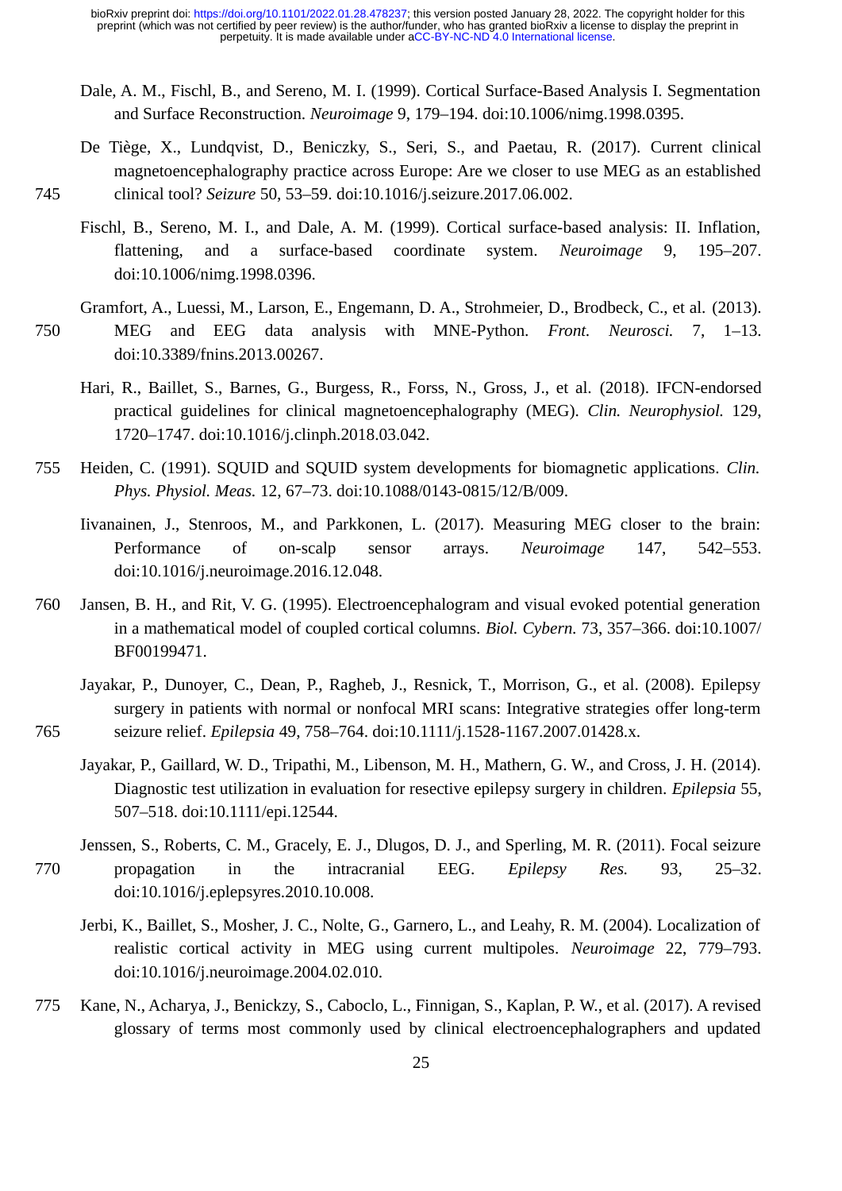Dale, A. M., Fischl, B., and Sereno, M. I. (1999). Cortical Surface-Based Analysis I. Segmentation and Surface Reconstruction. *Neuroimage* 9, 179–194. doi:10.1006/nimg.1998.0395.

De Tiège, X., Lundqvist, D., Beniczky, S., Seri, S., and Paetau, R. (2017). Current clinical magnetoencephalography practice across Europe: Are we closer to use MEG as an established clinical tool? *Seizure* 50, 53–59. doi:10.1016/j.seizure.2017.06.002.

Fischl, B., Sereno, M. I., and Dale, A. M. (1999). Cortical surface-based analysis: II. Inflation, flattening, and a surface-based coordinate system. *Neuroimage* 9, 195–207. doi:10.1006/nimg.1998.0396.

Gramfort, A., Luessi, M., Larson, E., Engemann, D. A., Strohmeier, D., Brodbeck, C., et al. (2013). MEG and EEG data analysis with MNE-Python. *Front. Neurosci.* 7, 1–13. doi:10.3389/fnins.2013.00267.

Hari, R., Baillet, S., Barnes, G., Burgess, R., Forss, N., Gross, J., et al. (2018). IFCN-endorsed practical guidelines for clinical magnetoencephalography (MEG). *Clin. Neurophysiol.* 129, 1720–1747. doi:10.1016/j.clinph.2018.03.042.

Heiden, C. (1991). SQUID and SQUID system developments for biomagnetic applications. *Clin. Phys. Physiol. Meas.* 12, 67–73. doi:10.1088/0143-0815/12/B/009.

Iivanainen, J., Stenroos, M., and Parkkonen, L. (2017). Measuring MEG closer to the brain: Performance of on-scalp sensor arrays. *Neuroimage* 147, 542–553. doi:10.1016/j.neuroimage.2016.12.048.

Jansen, B. H., and Rit, V. G. (1995). Electroencephalogram and visual evoked potential generation in a mathematical model of coupled cortical columns. *Biol. Cybern.* 73, 357–366. doi:10.1007/BF00199471.

Jayakar, P., Dunoyer, C., Dean, P., Ragheb, J., Resnick, T., Morrison, G., et al. (2008). Epilepsy surgery in patients with normal or nonfocal MRI scans: Integrative strategies offer long-term seizure relief. *Epilepsia* 49, 758–764. doi:10.1111/j.1528-1167.2007.01428.x.

Jayakar, P., Gaillard, W. D., Tripathi, M., Libenson, M. H., Mathern, G. W., and Cross, J. H. (2014). Diagnostic test utilization in evaluation for resective epilepsy surgery in children. *Epilepsia* 55, 507–518. doi:10.1111/epi.12544.

Jenssen, S., Roberts, C. M., Gracely, E. J., Dlugos, D. J., and Sperling, M. R. (2011). Focal seizure propagation in the intracranial EEG. *Epilepsy Res.* 93, 25–32. doi:10.1016/j.eplepsyres.2010.10.008.

Jerbi, K., Baillet, S., Mosher, J. C., Nolte, G., Garnero, L., and Leahy, R. M. (2004). Localization of realistic cortical activity in MEG using current multipoles. *Neuroimage* 22, 779–793. doi:10.1016/j.neuroimage.2004.02.010.

Kane, N., Acharya, J., Benickzy, S., Caboclo, L., Finnigan, S., Kaplan, P. W., et al. (2017). A revised glossary of terms most commonly used by clinical electroencephalographers and updated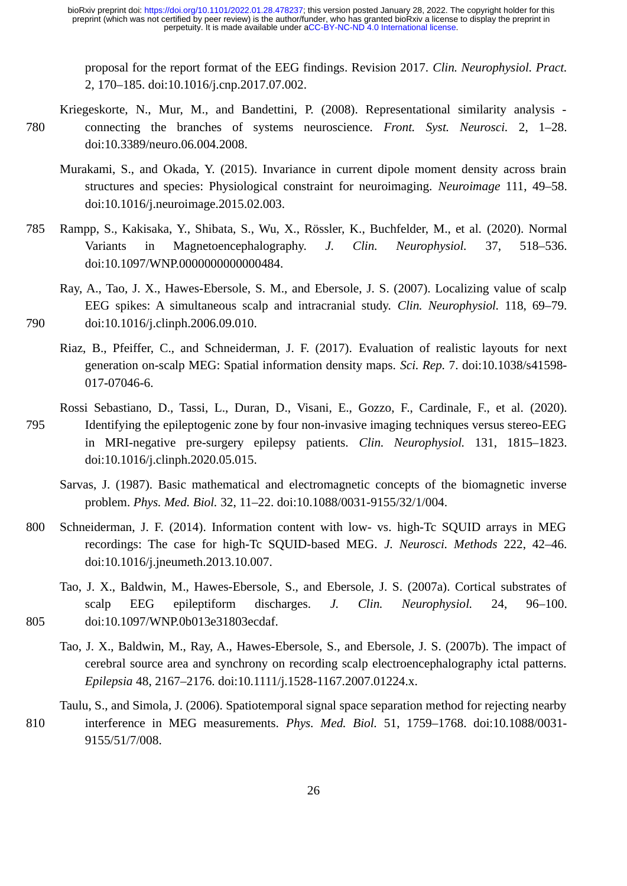proposal for the report format of the EEG findings. Revision 2017. *Clin. Neurophysiol. Pract.* 2, 170–185. doi:10.1016/j.cnp.2017.07.002.

Kriegeskorte, N., Mur, M., and Bandettini, P. (2008). Representational similarity analysis - connecting the branches of systems neuroscience. *Front. Syst. Neurosci.* 2, 1–28. doi:10.3389/neuro.06.004.2008.

Murakami, S., and Okada, Y. (2015). Invariance in current dipole moment density across brain structures and species: Physiological constraint for neuroimaging. *Neuroimage* 111, 49–58. doi:10.1016/j.neuroimage.2015.02.003.

Rampp, S., Kakisaka, Y., Shibata, S., Wu, X., Rössler, K., Buchfelder, M., et al. (2020). Normal Variants in Magnetoencephalography. *J. Clin. Neurophysiol.* 37, 518–536. doi:10.1097/WNP.0000000000000484.

Ray, A., Tao, J. X., Hawes-Ebersole, S. M., and Ebersole, J. S. (2007). Localizing value of scalp EEG spikes: A simultaneous scalp and intracranial study. *Clin. Neurophysiol.* 118, 69–79. doi:10.1016/j.clinph.2006.09.010.

Riaz, B., Pfeiffer, C., and Schneiderman, J. F. (2017). Evaluation of realistic layouts for next generation on-scalp MEG: Spatial information density maps. *Sci. Rep.* 7. doi:10.1038/s41598-017-07046-6.

Rossi Sebastiano, D., Tassi, L., Duran, D., Visani, E., Gozzo, F., Cardinale, F., et al. (2020). Identifying the epileptogenic zone by four non-invasive imaging techniques versus stereo-EEG in MRI-negative pre-surgery epilepsy patients. *Clin. Neurophysiol.* 131, 1815–1823. doi:10.1016/j.clinph.2020.05.015.

Sarvas, J. (1987). Basic mathematical and electromagnetic concepts of the biomagnetic inverse problem. *Phys. Med. Biol.* 32, 11–22. doi:10.1088/0031-9155/32/1/004.

Schneiderman, J. F. (2014). Information content with low- vs. high-Tc SQUID arrays in MEG recordings: The case for high-Tc SQUID-based MEG. *J. Neurosci. Methods* 222, 42–46. doi:10.1016/j.jneumeth.2013.10.007.

Tao, J. X., Baldwin, M., Hawes-Ebersole, S., and Ebersole, J. S. (2007a). Cortical substrates of scalp EEG epileptiform discharges. *J. Clin. Neurophysiol.* 24, 96–100. doi:10.1097/WNP.0b013e31803ecdaf.

Tao, J. X., Baldwin, M., Ray, A., Hawes-Ebersole, S., and Ebersole, J. S. (2007b). The impact of cerebral source area and synchrony on recording scalp electroencephalography ictal patterns. *Epilepsia* 48, 2167–2176. doi:10.1111/j.1528-1167.2007.01224.x.

Taulu, S., and Simola, J. (2006). Spatiotemporal signal space separation method for rejecting nearby interference in MEG measurements. *Phys. Med. Biol.* 51, 1759–1768. doi:10.1088/0031-9155/51/7/008.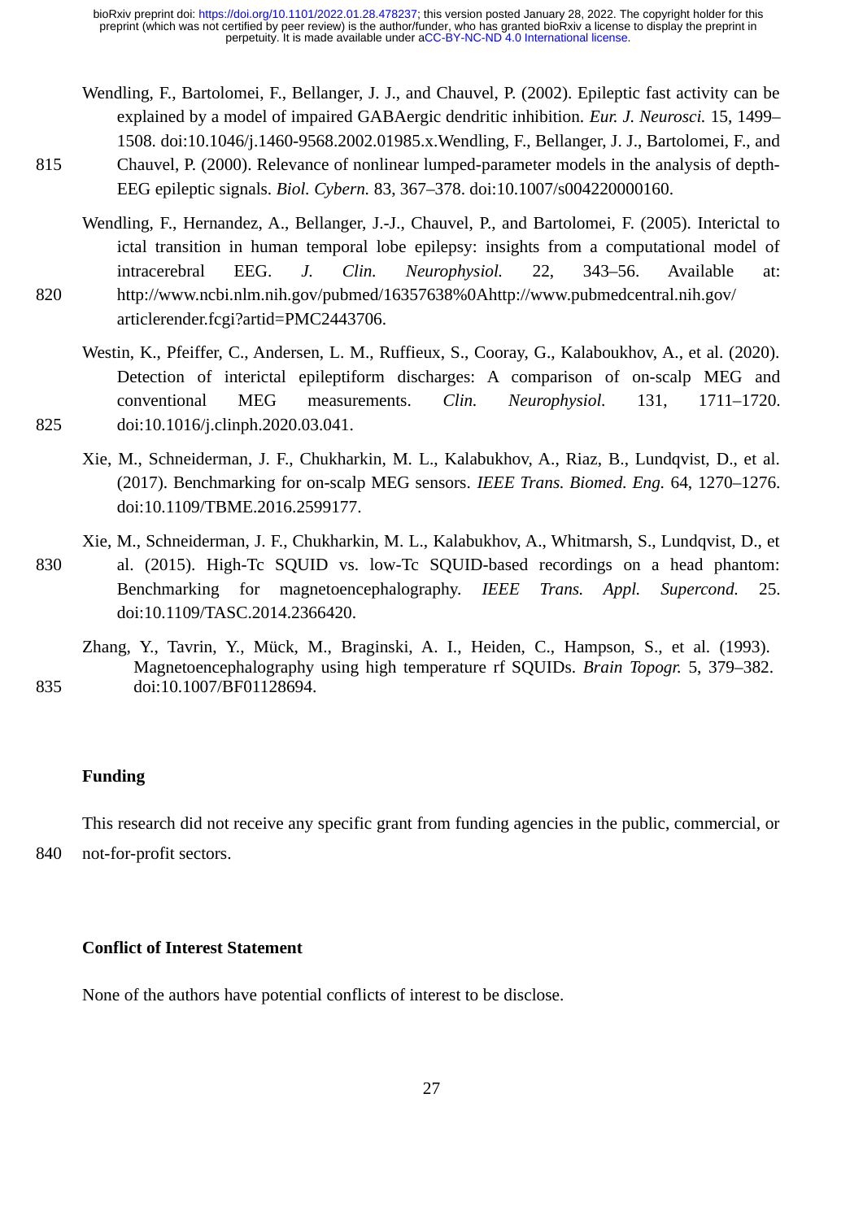Wendling, F., Bartolomei, F., Bellanger, J. J., and Chauvel, P. (2002). Epileptic fast activity can be explained by a model of impaired GABAergic dendritic inhibition. *Eur. J. Neurosci.* 15, 1499–1508. doi:10.1046/j.1460-9568.2002.01985.x.Wendling, F., Bellanger, J. J., Bartolomei, F., and Chauvel, P. (2000). Relevance of nonlinear lumped-parameter models in the analysis of depth-EEG epileptic signals. *Biol. Cybern.* 83, 367–378. doi:10.1007/s004220000160.

Wendling, F., Hernandez, A., Bellanger, J.-J., Chauvel, P., and Bartolomei, F. (2005). Interictal to ictal transition in human temporal lobe epilepsy: insights from a computational model of intracerebral EEG. *J. Clin. Neurophysiol.* 22, 343–56. Available at: http://www.ncbi.nlm.nih.gov/pubmed/16357638%0Ahttp://www.pubmedcentral.nih.gov/articlerender.fcgi?artid=PMC2443706.

Westin, K., Pfeiffer, C., Andersen, L. M., Ruffieux, S., Cooray, G., Kalaboukhov, A., et al. (2020). Detection of interictal epileptiform discharges: A comparison of on-scalp MEG and conventional MEG measurements. *Clin. Neurophysiol.* 131, 1711–1720. doi:10.1016/j.clinph.2020.03.041.

Xie, M., Schneiderman, J. F., Chukharkin, M. L., Kalabukhov, A., Riaz, B., Lundqvist, D., et al. (2017). Benchmarking for on-scalp MEG sensors. *IEEE Trans. Biomed. Eng.* 64, 1270–1276. doi:10.1109/TBME.2016.2599177.

Xie, M., Schneiderman, J. F., Chukharkin, M. L., Kalabukhov, A., Whitmarsh, S., Lundqvist, D., et al. (2015). High-Tc SQUID vs. low-Tc SQUID-based recordings on a head phantom: Benchmarking for magnetoencephalography. *IEEE Trans. Appl. Supercond.* 25. doi:10.1109/TASC.2014.2366420.

Zhang, Y., Tavrin, Y., Mück, M., Braginski, A. I., Heiden, C., Hampson, S., et al. (1993). Magnetoencephalography using high temperature rf SQUIDs. *Brain Topogr.* 5, 379–382. doi:10.1007/BF01128694.

**Funding**

This research did not receive any specific grant from funding agencies in the public, commercial, or not-for-profit sectors.

**Conflict of Interest Statement**

None of the authors have potential conflicts of interest to be disclose.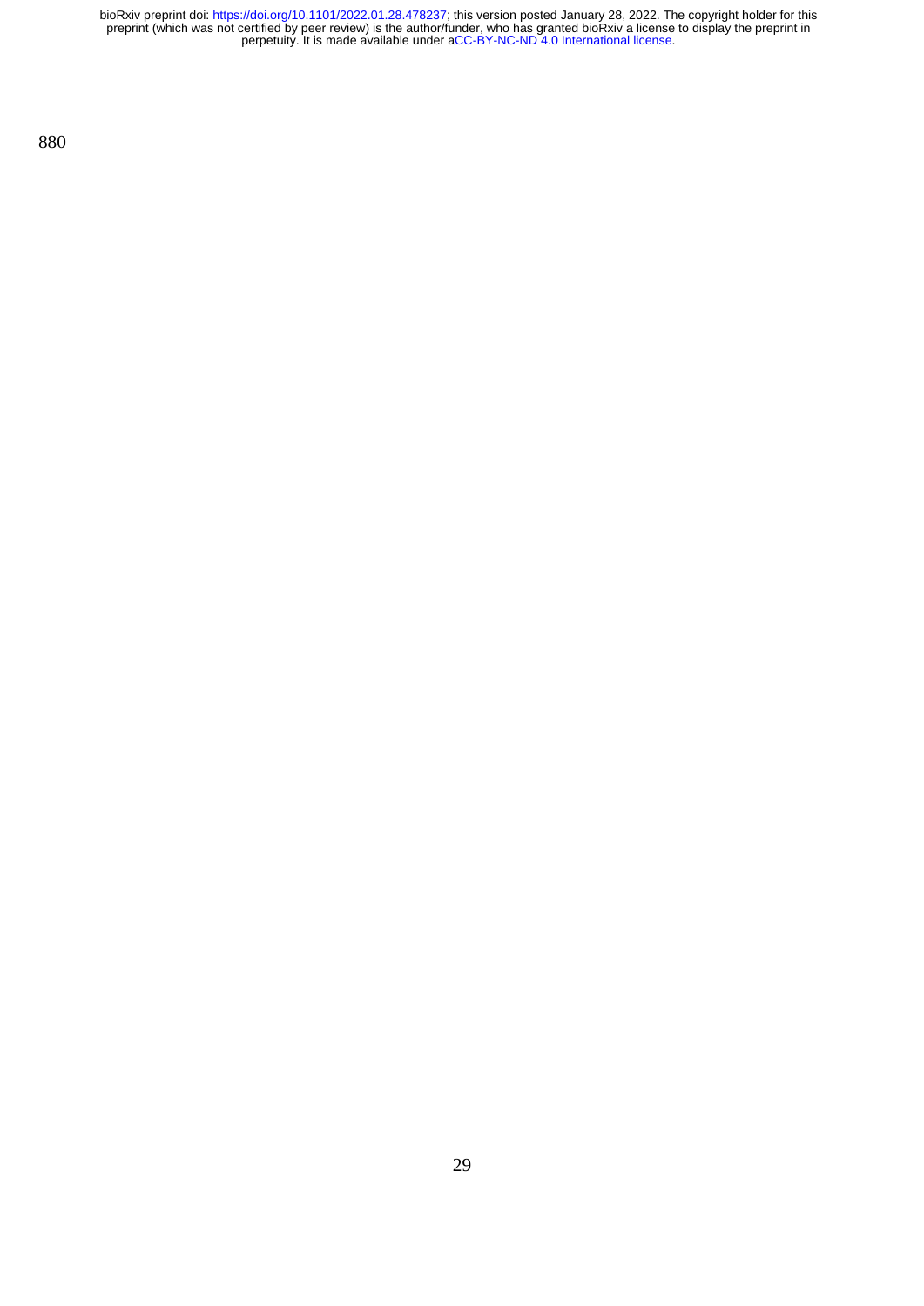880